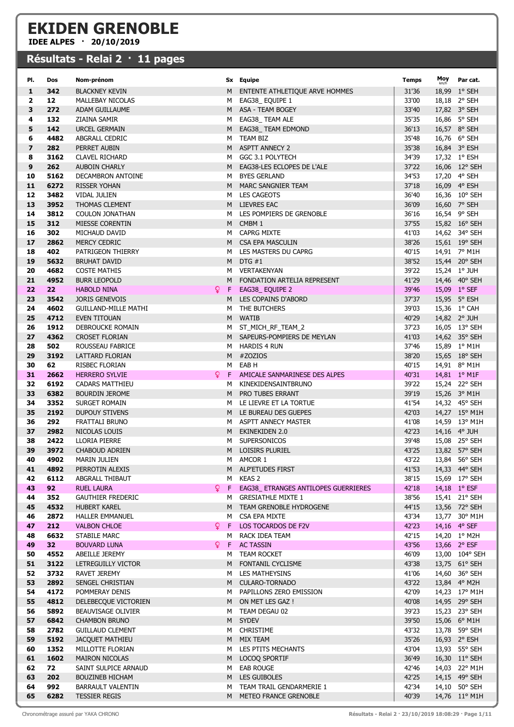# EKIDEN GRENOBLE

**IDEE ALPES · 20/10/2019**

## Résultats - Relai 2 · 11 pages

| Pl. | Dos | Nom-prénom | Sx | Equipe | Temps | Moy km/h | Par cat. |
|---|---|---|---|---|---|---|---|
| 1 | 342 | BLACKNEY KEVIN | M | ENTENTE ATHLETIQUE ARVE HOMMES | 31'36 | 18,99 | 1° SEH |
| 2 | 12 | MALLEBAY NICOLAS | M | EAG38_ EQUIPE 1 | 33'00 | 18,18 | 2° SEH |
| 3 | 272 | ADAM GUILLAUME | M | ASA - TEAM BOGEY | 33'40 | 17,82 | 3° SEH |
| 4 | 132 | ZIAINA SAMIR | M | EAG38_ TEAM ALE | 35'35 | 16,86 | 5° SEH |
| 5 | 142 | URCEL GERMAIN | M | EAG38_ TEAM EDMOND | 36'13 | 16,57 | 8° SEH |
| 6 | 4482 | ABGRALL CEDRIC | M | TEAM BIZ | 35'48 | 16,76 | 6° SEH |
| 7 | 282 | PERRET AUBIN | M | ASPTT ANNECY 2 | 35'38 | 16,84 | 3° ESH |
| 8 | 3162 | CLAVEL RICHARD | M | GGC 3.1 POLYTECH | 34'39 | 17,32 | 1° ESH |
| 9 | 262 | AUBOIN CHARLY | M | EAG38-LES ECLOPES DE L'ALE | 37'22 | 16,06 | 12° SEH |
| 10 | 5162 | DECAMBRON ANTOINE | M | BYES GERLAND | 34'53 | 17,20 | 4° SEH |
| 11 | 6272 | RISSER YOHAN | M | MARC SANGNIER TEAM | 37'18 | 16,09 | 4° ESH |
| 12 | 3482 | VIDAL JULIEN | M | LES CAGEOTS | 36'40 | 16,36 | 10° SEH |
| 13 | 3952 | THOMAS CLEMENT | M | LIEVRES EAC | 36'09 | 16,60 | 7° SEH |
| 14 | 3812 | COULON JONATHAN | M | LES POMPIERS DE GRENOBLE | 36'16 | 16,54 | 9° SEH |
| 15 | 312 | MIESSE CORENTIN | M | CMBM 1 | 37'55 | 15,82 | 16° SEH |
| 16 | 302 | MICHAUD DAVID | M | CAPRG MIXTE | 41'03 | 14,62 | 34° SEH |
| 17 | 2862 | MERCY CEDRIC | M | CSA EPA MASCULIN | 38'26 | 15,61 | 19° SEH |
| 18 | 402 | PATRIGEON THIERRY | M | LES MASTERS DU CAPRG | 40'15 | 14,91 | 7° M1H |
| 19 | 5632 | BRUHAT DAVID | M | DTG #1 | 38'52 | 15,44 | 20° SEH |
| 20 | 4682 | COSTE MATHIS | M | VERTAKENYAN | 39'22 | 15,24 | 1° JUH |
| 21 | 4952 | BURR LEOPOLD | M | FONDATION ARTELIA REPRESENT | 41'29 | 14,46 | 40° SEH |
| 22 | 22 | HABOLD NINA | F | EAG38_ EQUIPE 2 | 39'46 | 15,09 | 1° SEF |
| 23 | 3542 | JORIS GENEVOIS | M | LES COPAINS D'ABORD | 37'37 | 15,95 | 5° ESH |
| 24 | 4602 | GUILLAND-MILLE MATHI | M | THE BUTCHERS | 39'03 | 15,36 | 1° CAH |
| 25 | 4712 | EVEN TITOUAN | M | WATIB | 40'29 | 14,82 | 2° JUH |
| 26 | 1912 | DEBROUCKE ROMAIN | M | ST_MICH_RF_TEAM_2 | 37'23 | 16,05 | 13° SEH |
| 27 | 4362 | CROSET FLORIAN | M | SAPEURS-POMPIERS DE MEYLAN | 41'03 | 14,62 | 35° SEH |
| 28 | 502 | ROUSSEAU FABRICE | M | HARDIS 4 RUN | 37'46 | 15,89 | 1° M1H |
| 29 | 3192 | LATTARD FLORIAN | M | #ZOZIOS | 38'20 | 15,65 | 18° SEH |
| 30 | 62 | RISBEC FLORIAN | M | EAB H | 40'15 | 14,91 | 8° M1H |
| 31 | 2662 | HERRERO SYLVIE | F | AMICALE SANMARINESE DES ALPES | 40'31 | 14,81 | 1° M1F |
| 32 | 6192 | CADARS MATTHIEU | M | KINEKIDENSAINTBRUNO | 39'22 | 15,24 | 22° SEH |
| 33 | 6382 | BOURDIN JEROME | M | PRO TUBES ERRANT | 39'19 | 15,26 | 3° M1H |
| 34 | 3352 | SURGET ROMAIN | M | LE LIEVRE ET LA TORTUE | 41'54 | 14,32 | 45° SEH |
| 35 | 2192 | DUPOUY STIVENS | M | LE BUREAU DES GUEPES | 42'03 | 14,27 | 15° M1H |
| 36 | 292 | FRATTALI BRUNO | M | ASPTT ANNECY MASTER | 41'08 | 14,59 | 13° M1H |
| 37 | 2982 | NICOLAS LOUIS | M | EKINEKIDEN 2.0 | 42'23 | 14,16 | 4° JUH |
| 38 | 2422 | LLORIA PIERRE | M | SUPERSONICOS | 39'48 | 15,08 | 25° SEH |
| 39 | 3972 | CHABOUD ADRIEN | M | LOISIRS PLURIEL | 43'25 | 13,82 | 57° SEH |
| 40 | 4902 | MARIN JULIEN | M | AMCOR 1 | 43'22 | 13,84 | 56° SEH |
| 41 | 4892 | PERROTIN ALEXIS | M | ALP'ETUDES FIRST | 41'53 | 14,33 | 44° SEH |
| 42 | 6112 | ABGRALL THIBAUT | M | KEAS 2 | 38'15 | 15,69 | 17° SEH |
| 43 | 92 | RUEL LAURA | F | EAG38_ ETRANGES ANTILOPES GUERRIERES | 42'18 | 14,18 | 1° ESF |
| 44 | 352 | GAUTHIER FREDERIC | M | GRESIATHLE MIXTE 1 | 38'56 | 15,41 | 21° SEH |
| 45 | 4532 | HUBERT KAREL | M | TEAM GRENOBLE HYDROGENE | 44'15 | 13,56 | 72° SEH |
| 46 | 2872 | HALLER EMMANUEL | M | CSA EPA MIXTE | 43'34 | 13,77 | 30° M1H |
| 47 | 212 | VALBON CHLOE | F | LOS TOCARDOS DE F2V | 42'23 | 14,16 | 4° SEF |
| 48 | 6632 | STABILE MARC | M | RACK IDEA TEAM | 42'15 | 14,20 | 1° M2H |
| 49 | 32 | BOUVARD LUNA | F | AC TASSIN | 43'56 | 13,66 | 2° ESF |
| 50 | 4552 | ABEILLE JEREMY | M | TEAM ROCKET | 46'09 | 13,00 | 104° SEH |
| 51 | 3122 | LETREGUILLY VICTOR | M | FONTANIL CYCLISME | 43'38 | 13,75 | 61° SEH |
| 52 | 3732 | RAVET JEREMY | M | LES MATHEYSINS | 41'06 | 14,60 | 36° SEH |
| 53 | 2892 | SENGEL CHRISTIAN | M | CULARO-TORNADO | 43'22 | 13,84 | 4° M2H |
| 54 | 4172 | POMMERAY DENIS | M | PAPILLONS ZERO EMISSION | 42'09 | 14,23 | 17° M1H |
| 55 | 4812 | DELEBECQUE VICTORIEN | M | ON MET LES GAZ ! | 40'08 | 14,95 | 29° SEH |
| 56 | 5892 | BEAUVISAGE OLIVIER | M | TEAM DEGAU 02 | 39'23 | 15,23 | 23° SEH |
| 57 | 6842 | CHAMBON BRUNO | M | SYDEV | 39'50 | 15,06 | 6° M1H |
| 58 | 2782 | GUILLAUD CLEMENT | M | CHRISTIME | 43'32 | 13,78 | 59° SEH |
| 59 | 5192 | JACQUET MATHIEU | M | MIX TEAM | 35'26 | 16,93 | 2° ESH |
| 60 | 1352 | MILLOTTE FLORIAN | M | LES PTITS MECHANTS | 43'04 | 13,93 | 55° SEH |
| 61 | 1602 | MAIRON NICOLAS | M | LOCOQ SPORTIF | 36'49 | 16,30 | 11° SEH |
| 62 | 72 | SAINT SULPICE ARNAUD | M | EAB ROUGE | 42'46 | 14,03 | 22° M1H |
| 63 | 202 | BOUZINEB HICHAM | M | LES GUIBOLES | 42'25 | 14,15 | 49° SEH |
| 64 | 992 | BARRAULT VALENTIN | M | TEAM TRAIL GENDARMERIE 1 | 42'34 | 14,10 | 50° SEH |
| 65 | 6282 | TESSIER REGIS | M | METEO FRANCE GRENOBLE | 40'39 | 14,76 | 11° M1H |

Chronométrage assuré par YAKA CHRONO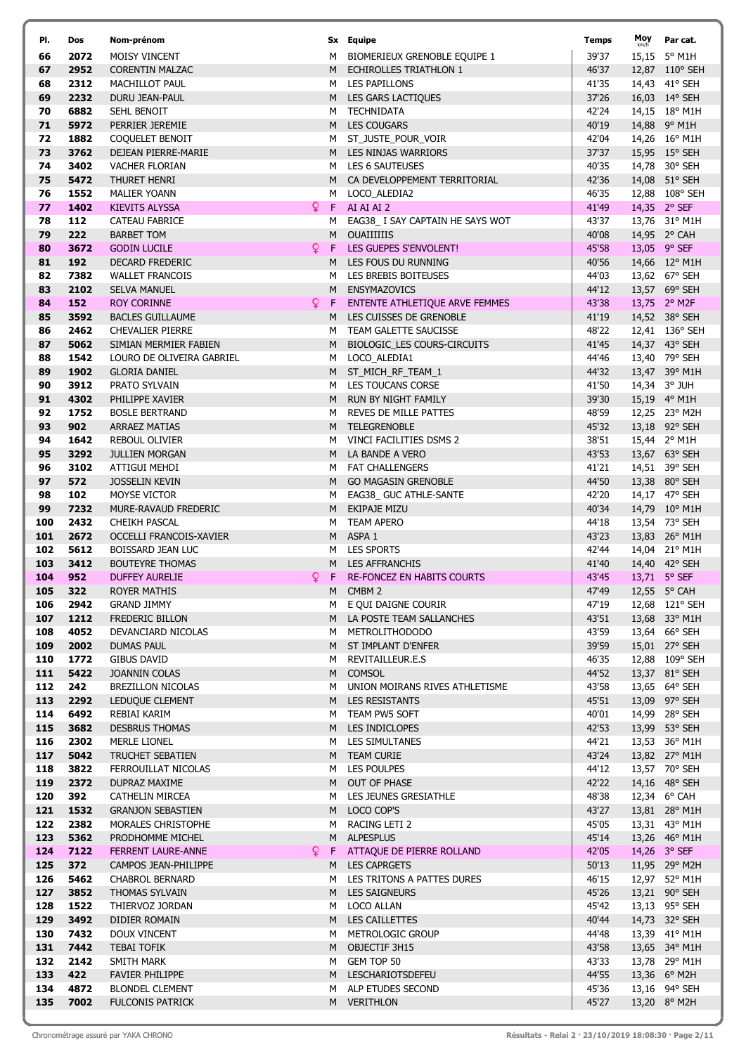| Pl. | Dos | Nom-prénom | Sx | Equipe | Temps | Moy km/h | Par cat. |
|---|---|---|---|---|---|---|---|
| 66 | 2072 | MOISY VINCENT | M | BIOMERIEUX GRENOBLE EQUIPE 1 | 39'37 | 15,15 | 5° M1H |
| 67 | 2952 | CORENTIN MALZAC | M | ECHIROLLES TRIATHLON 1 | 46'37 | 12,87 | 110° SEH |
| 68 | 2312 | MACHILLOT PAUL | M | LES PAPILLONS | 41'35 | 14,43 | 41° SEH |
| 69 | 2232 | DURU JEAN-PAUL | M | LES GARS LACTIQUES | 37'26 | 16,03 | 14° SEH |
| 70 | 6882 | SEHL BENOIT | M | TECHNIDATA | 42'24 | 14,15 | 18° M1H |
| 71 | 5972 | PERRIER JEREMIE | M | LES COUGARS | 40'19 | 14,88 | 9° M1H |
| 72 | 1882 | COQUELET BENOIT | M | ST_JUSTE_POUR_VOIR | 42'04 | 14,26 | 16° M1H |
| 73 | 3762 | DEJEAN PIERRE-MARIE | M | LES NINJAS WARRIORS | 37'37 | 15,95 | 15° SEH |
| 74 | 3402 | VACHER FLORIAN | M | LES 6 SAUTEUSES | 40'35 | 14,78 | 30° SEH |
| 75 | 5472 | THURET HENRI | M | CA DEVELOPPEMENT TERRITORIAL | 42'36 | 14,08 | 51° SEH |
| 76 | 1552 | MALIER YOANN | M | LOCO_ALEDIA2 | 46'35 | 12,88 | 108° SEH |
| 77 | 1402 | KIEVITS ALYSSA | ♀ F | AI AI AI 2 | 41'49 | 14,35 | 2° SEF |
| 78 | 112 | CATEAU FABRICE | M | EAG38_ I SAY CAPTAIN HE SAYS WOT | 43'37 | 13,76 | 31° M1H |
| 79 | 222 | BARBET TOM | M | OUAIIIIIIS | 40'08 | 14,95 | 2° CAH |
| 80 | 3672 | GODIN LUCILE | ♀ F | LES GUEPES S'ENVOLENT! | 45'58 | 13,05 | 9° SEF |
| 81 | 192 | DECARD FREDERIC | M | LES FOUS DU RUNNING | 40'56 | 14,66 | 12° M1H |
| 82 | 7382 | WALLET FRANCOIS | M | LES BREBIS BOITEUSES | 44'03 | 13,62 | 67° SEH |
| 83 | 2102 | SELVA MANUEL | M | ENSYMAZOVICS | 44'12 | 13,57 | 69° SEH |
| 84 | 152 | ROY CORINNE | ♀ F | ENTENTE ATHLETIQUE ARVE FEMMES | 43'38 | 13,75 | 2° M2F |
| 85 | 3592 | BACLES GUILLAUME | M | LES CUISSES DE GRENOBLE | 41'19 | 14,52 | 38° SEH |
| 86 | 2462 | CHEVALIER PIERRE | M | TEAM GALETTE SAUCISSE | 48'22 | 12,41 | 136° SEH |
| 87 | 5062 | SIMIAN MERMIER FABIEN | M | BIOLOGIC_LES COURS-CIRCUITS | 41'45 | 14,37 | 43° SEH |
| 88 | 1542 | LOURO DE OLIVEIRA GABRIEL | M | LOCO_ALEDIA1 | 44'46 | 13,40 | 79° SEH |
| 89 | 1902 | GLORIA DANIEL | M | ST_MICH_RF_TEAM_1 | 44'32 | 13,47 | 39° M1H |
| 90 | 3912 | PRATO SYLVAIN | M | LES TOUCANS CORSE | 41'50 | 14,34 | 3° JUH |
| 91 | 4302 | PHILIPPE XAVIER | M | RUN BY NIGHT FAMILY | 39'30 | 15,19 | 4° M1H |
| 92 | 1752 | BOSLE BERTRAND | M | REVES DE MILLE PATTES | 48'59 | 12,25 | 23° M2H |
| 93 | 902 | ARRAEZ MATIAS | M | TELEGRENOBLE | 45'32 | 13,18 | 92° SEH |
| 94 | 1642 | REBOUL OLIVIER | M | VINCI FACILITIES DSMS 2 | 38'51 | 15,44 | 2° M1H |
| 95 | 3292 | JULLIEN MORGAN | M | LA BANDE A VERO | 43'53 | 13,67 | 63° SEH |
| 96 | 3102 | ATTIGUI MEHDI | M | FAT CHALLENGERS | 41'21 | 14,51 | 39° SEH |
| 97 | 572 | JOSSELIN KEVIN | M | GO MAGASIN GRENOBLE | 44'50 | 13,38 | 80° SEH |
| 98 | 102 | MOYSE VICTOR | M | EAG38_ GUC ATHLE-SANTE | 42'20 | 14,17 | 47° SEH |
| 99 | 7232 | MURE-RAVAUD FREDERIC | M | EKIPAJE MIZU | 40'34 | 14,79 | 10° M1H |
| 100 | 2432 | CHEIKH PASCAL | M | TEAM APERO | 44'18 | 13,54 | 73° SEH |
| 101 | 2672 | OCCELLI FRANCOIS-XAVIER | M | ASPA 1 | 43'23 | 13,83 | 26° M1H |
| 102 | 5612 | BOISSARD JEAN LUC | M | LES SPORTS | 42'44 | 14,04 | 21° M1H |
| 103 | 3412 | BOUTEYRE THOMAS | M | LES AFFRANCHIS | 41'40 | 14,40 | 42° SEH |
| 104 | 952 | DUFFEY AURELIE | ♀ F | RE-FONCEZ EN HABITS COURTS | 43'45 | 13,71 | 5° SEF |
| 105 | 322 | ROYER MATHIS | M | CMBM 2 | 47'49 | 12,55 | 5° CAH |
| 106 | 2942 | GRAND JIMMY | M | E QUI DAIGNE COURIR | 47'19 | 12,68 | 121° SEH |
| 107 | 1212 | FREDERIC BILLON | M | LA POSTE TEAM SALLANCHES | 43'51 | 13,68 | 33° M1H |
| 108 | 4052 | DEVANCIARD NICOLAS | M | METROLITHODODO | 43'59 | 13,64 | 66° SEH |
| 109 | 2002 | DUMAS PAUL | M | ST IMPLANT D'ENFER | 39'59 | 15,01 | 27° SEH |
| 110 | 1772 | GIBUS DAVID | M | REVITAILLEUR.E.S | 46'35 | 12,88 | 109° SEH |
| 111 | 5422 | JOANNIN COLAS | M | COMSOL | 44'52 | 13,37 | 81° SEH |
| 112 | 242 | BREZILLON NICOLAS | M | UNION MOIRANS RIVES ATHLETISME | 43'58 | 13,65 | 64° SEH |
| 113 | 2292 | LEDUQUE CLEMENT | M | LES RESISTANTS | 45'51 | 13,09 | 97° SEH |
| 114 | 6492 | REBIAI KARIM | M | TEAM PW5 SOFT | 40'01 | 14,99 | 28° SEH |
| 115 | 3682 | DESBRUS THOMAS | M | LES INDICLOPES | 42'53 | 13,99 | 53° SEH |
| 116 | 2302 | MERLE LIONEL | M | LES SIMULTANES | 44'21 | 13,53 | 36° M1H |
| 117 | 5042 | TRUCHET SEBATIEN | M | TEAM CURIE | 43'24 | 13,82 | 27° M1H |
| 118 | 3822 | FERROUILLAT NICOLAS | M | LES POULPES | 44'12 | 13,57 | 70° SEH |
| 119 | 2372 | DUPRAZ MAXIME | M | OUT OF PHASE | 42'22 | 14,16 | 48° SEH |
| 120 | 392 | CATHELIN MIRCEA | M | LES JEUNES GRESIATHLE | 48'38 | 12,34 | 6° CAH |
| 121 | 1532 | GRANJON SEBASTIEN | M | LOCO COP'S | 43'27 | 13,81 | 28° M1H |
| 122 | 2382 | MORALES CHRISTOPHE | M | RACING LETI 2 | 45'05 | 13,31 | 43° M1H |
| 123 | 5362 | PRODHOMME MICHEL | M | ALPESPLUS | 45'14 | 13,26 | 46° M1H |
| 124 | 7122 | FERRENT LAURE-ANNE | ♀ F | ATTAQUE DE PIERRE ROLLAND | 42'05 | 14,26 | 3° SEF |
| 125 | 372 | CAMPOS JEAN-PHILIPPE | M | LES CAPRGETS | 50'13 | 11,95 | 29° M2H |
| 126 | 5462 | CHABROL BERNARD | M | LES TRITONS A PATTES DURES | 46'15 | 12,97 | 52° M1H |
| 127 | 3852 | THOMAS SYLVAIN | M | LES SAIGNEURS | 45'26 | 13,21 | 90° SEH |
| 128 | 1522 | THIERVOZ JORDAN | M | LOCO ALLAN | 45'42 | 13,13 | 95° SEH |
| 129 | 3492 | DIDIER ROMAIN | M | LES CAILLETTES | 40'44 | 14,73 | 32° SEH |
| 130 | 7432 | DOUX VINCENT | M | METROLOGIC GROUP | 44'48 | 13,39 | 41° M1H |
| 131 | 7442 | TEBAI TOFIK | M | OBJECTIF 3H15 | 43'58 | 13,65 | 34° M1H |
| 132 | 2142 | SMITH MARK | M | GEM TOP 50 | 43'33 | 13,78 | 29° M1H |
| 133 | 422 | FAVIER PHILIPPE | M | LESCHARIOTSDEFEU | 44'55 | 13,36 | 6° M2H |
| 134 | 4872 | BLONDEL CLEMENT | M | ALP ETUDES SECOND | 45'36 | 13,16 | 94° SEH |
| 135 | 7002 | FULCONIS PATRICK | M | VERITHLON | 45'27 | 13,20 | 8° M2H |

Chronométrage assuré par YAKA CHRONO

Résultats - Relai 2 · 23/10/2019 18:08:30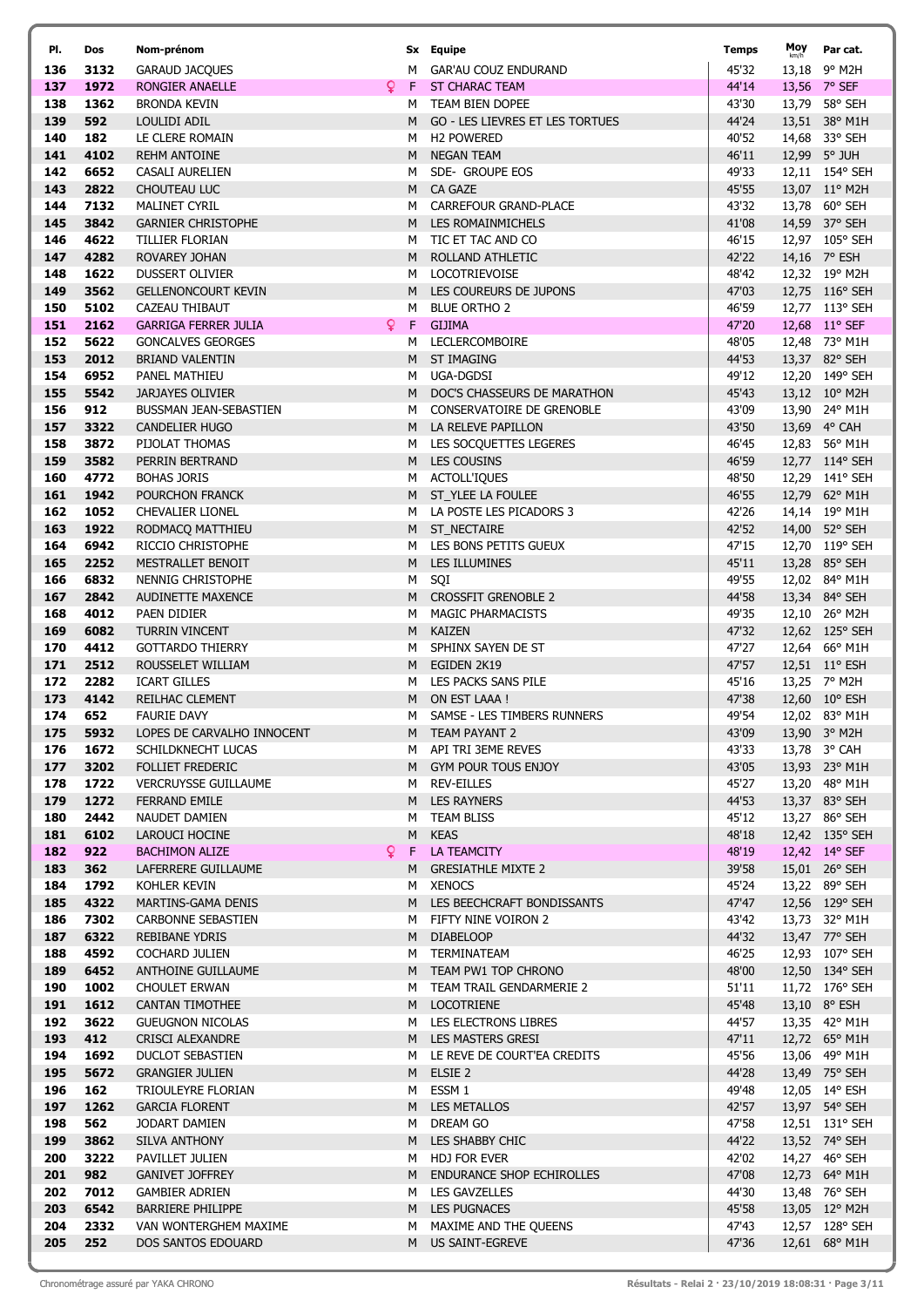| Pl. | Dos | Nom-prénom | Sx | Equipe | Temps | Moy km/h | Par cat. |
|---|---|---|---|---|---|---|---|
| 136 | 3132 | GARAUD JACQUES | M | GAR'AU COUZ ENDURAND | 45'32 | 13,18 | 9° M2H |
| 137 | 1972 | RONGIER ANAELLE | F | ST CHARAC TEAM | 44'14 | 13,56 | 7° SEF |
| 138 | 1362 | BRONDA KEVIN | M | TEAM BIEN DOPEE | 43'30 | 13,79 | 58° SEH |
| 139 | 592 | LOULIDI ADIL | M | GO - LES LIEVRES ET LES TORTUES | 44'24 | 13,51 | 38° M1H |
| 140 | 182 | LE CLERE ROMAIN | M | H2 POWERED | 40'52 | 14,68 | 33° SEH |
| 141 | 4102 | REHM ANTOINE | M | NEGAN TEAM | 46'11 | 12,99 | 5° JUH |
| 142 | 6652 | CASALI AURELIEN | M | SDE- GROUPE EOS | 49'33 | 12,11 | 154° SEH |
| 143 | 2822 | CHOUTEAU LUC | M | CA GAZE | 45'55 | 13,07 | 11° M2H |
| 144 | 7132 | MALINET CYRIL | M | CARREFOUR GRAND-PLACE | 43'32 | 13,78 | 60° SEH |
| 145 | 3842 | GARNIER CHRISTOPHE | M | LES ROMAINMICHELS | 41'08 | 14,59 | 37° SEH |
| 146 | 4622 | TILLIER FLORIAN | M | TIC ET TAC AND CO | 46'15 | 12,97 | 105° SEH |
| 147 | 4282 | ROVAREY JOHAN | M | ROLLAND ATHLETIC | 42'22 | 14,16 | 7° ESH |
| 148 | 1622 | DUSSERT OLIVIER | M | LOCOTRIEVOISE | 48'42 | 12,32 | 19° M2H |
| 149 | 3562 | GELLENONCOURT KEVIN | M | LES COUREURS DE JUPONS | 47'03 | 12,75 | 116° SEH |
| 150 | 5102 | CAZEAU THIBAUT | M | BLUE ORTHO 2 | 46'59 | 12,77 | 113° SEH |
| 151 | 2162 | GARRIGA FERRER JULIA | F | GIJIMA | 47'20 | 12,68 | 11° SEF |
| 152 | 5622 | GONCALVES GEORGES | M | LECLERCOMBOIRE | 48'05 | 12,48 | 73° M1H |
| 153 | 2012 | BRIAND VALENTIN | M | ST IMAGING | 44'53 | 13,37 | 82° SEH |
| 154 | 6952 | PANEL MATHIEU | M | UGA-DGDSI | 49'12 | 12,20 | 149° SEH |
| 155 | 5542 | JARJAYES OLIVIER | M | DOC'S CHASSEURS DE MARATHON | 45'43 | 13,12 | 10° M2H |
| 156 | 912 | BUSSMAN JEAN-SEBASTIEN | M | CONSERVATOIRE DE GRENOBLE | 43'09 | 13,90 | 24° M1H |
| 157 | 3322 | CANDELIER HUGO | M | LA RELEVE PAPILLON | 43'50 | 13,69 | 4° CAH |
| 158 | 3872 | PIJOLAT THOMAS | M | LES SOCQUETTES LEGERES | 46'45 | 12,83 | 56° M1H |
| 159 | 3582 | PERRIN BERTRAND | M | LES COUSINS | 46'59 | 12,77 | 114° SEH |
| 160 | 4772 | BOHAS JORIS | M | ACTOLL'IQUES | 48'50 | 12,29 | 141° SEH |
| 161 | 1942 | POURCHON FRANCK | M | ST_YLEE LA FOULEE | 46'55 | 12,79 | 62° M1H |
| 162 | 1052 | CHEVALIER LIONEL | M | LA POSTE LES PICADORS 3 | 42'26 | 14,14 | 19° M1H |
| 163 | 1922 | RODMACQ MATTHIEU | M | ST_NECTAIRE | 42'52 | 14,00 | 52° SEH |
| 164 | 6942 | RICCIO CHRISTOPHE | M | LES BONS PETITS GUEUX | 47'15 | 12,70 | 119° SEH |
| 165 | 2252 | MESTRALLET BENOIT | M | LES ILLUMINES | 45'11 | 13,28 | 85° SEH |
| 166 | 6832 | NENNIG CHRISTOPHE | M | SQI | 49'55 | 12,02 | 84° M1H |
| 167 | 2842 | AUDINETTE MAXENCE | M | CROSSFIT GRENOBLE 2 | 44'58 | 13,34 | 84° SEH |
| 168 | 4012 | PAEN DIDIER | M | MAGIC PHARMACISTS | 49'35 | 12,10 | 26° M2H |
| 169 | 6082 | TURRIN VINCENT | M | KAIZEN | 47'32 | 12,62 | 125° SEH |
| 170 | 4412 | GOTTARDO THIERRY | M | SPHINX SAYEN DE ST | 47'27 | 12,64 | 66° M1H |
| 171 | 2512 | ROUSSELET WILLIAM | M | EGIDEN 2K19 | 47'57 | 12,51 | 11° ESH |
| 172 | 2282 | ICART GILLES | M | LES PACKS SANS PILE | 45'16 | 13,25 | 7° M2H |
| 173 | 4142 | REILHAC CLEMENT | M | ON EST LAAA ! | 47'38 | 12,60 | 10° ESH |
| 174 | 652 | FAURIE DAVY | M | SAMSE - LES TIMBERS RUNNERS | 49'54 | 12,02 | 83° M1H |
| 175 | 5932 | LOPES DE CARVALHO INNOCENT | M | TEAM PAYANT 2 | 43'09 | 13,90 | 3° M2H |
| 176 | 1672 | SCHILDKNECHT LUCAS | M | API TRI 3EME REVES | 43'33 | 13,78 | 3° CAH |
| 177 | 3202 | FOLLIET FREDERIC | M | GYM POUR TOUS ENJOY | 43'05 | 13,93 | 23° M1H |
| 178 | 1722 | VERCRUYSSE GUILLAUME | M | REV-EILLES | 45'27 | 13,20 | 48° M1H |
| 179 | 1272 | FERRAND EMILE | M | LES RAYNERS | 44'53 | 13,37 | 83° SEH |
| 180 | 2442 | NAUDET DAMIEN | M | TEAM BLISS | 45'12 | 13,27 | 86° SEH |
| 181 | 6102 | LAROUCI HOCINE | M | KEAS | 48'18 | 12,42 | 135° SEH |
| 182 | 922 | BACHIMON ALIZE | F | LA TEAMCITY | 48'19 | 12,42 | 14° SEF |
| 183 | 362 | LAFERRERE GUILLAUME | M | GRESIATHLE MIXTE 2 | 39'58 | 15,01 | 26° SEH |
| 184 | 1792 | KOHLER KEVIN | M | XENOCS | 45'24 | 13,22 | 89° SEH |
| 185 | 4322 | MARTINS-GAMA DENIS | M | LES BEECHCRAFT BONDISSANTS | 47'47 | 12,56 | 129° SEH |
| 186 | 7302 | CARBONNE SEBASTIEN | M | FIFTY NINE VOIRON 2 | 43'42 | 13,73 | 32° M1H |
| 187 | 6322 | REBIBANE YDRIS | M | DIABELOOP | 44'32 | 13,47 | 77° SEH |
| 188 | 4592 | COCHARD JULIEN | M | TERMINATEAM | 46'25 | 12,93 | 107° SEH |
| 189 | 6452 | ANTHOINE GUILLAUME | M | TEAM PW1 TOP CHRONO | 48'00 | 12,50 | 134° SEH |
| 190 | 1002 | CHOULET ERWAN | M | TEAM TRAIL GENDARMERIE 2 | 51'11 | 11,72 | 176° SEH |
| 191 | 1612 | CANTAN TIMOTHEE | M | LOCOTRIENE | 45'48 | 13,10 | 8° ESH |
| 192 | 3622 | GUEUGNON NICOLAS | M | LES ELECTRONS LIBRES | 44'57 | 13,35 | 42° M1H |
| 193 | 412 | CRISCI ALEXANDRE | M | LES MASTERS GRESI | 47'11 | 12,72 | 65° M1H |
| 194 | 1692 | DUCLOT SEBASTIEN | M | LE REVE DE COURT'EA CREDITS | 45'56 | 13,06 | 49° M1H |
| 195 | 5672 | GRANGIER JULIEN | M | ELSIE 2 | 44'28 | 13,49 | 75° SEH |
| 196 | 162 | TRIOULEYRE FLORIAN | M | ESSM 1 | 49'48 | 12,05 | 14° ESH |
| 197 | 1262 | GARCIA FLORENT | M | LES METALLOS | 42'57 | 13,97 | 54° SEH |
| 198 | 562 | JODART DAMIEN | M | DREAM GO | 47'58 | 12,51 | 131° SEH |
| 199 | 3862 | SILVA ANTHONY | M | LES SHABBY CHIC | 44'22 | 13,52 | 74° SEH |
| 200 | 3222 | PAVILLET JULIEN | M | HDJ FOR EVER | 42'02 | 14,27 | 46° SEH |
| 201 | 982 | GANIVET JOFFREY | M | ENDURANCE SHOP ECHIROLLES | 47'08 | 12,73 | 64° M1H |
| 202 | 7012 | GAMBIER ADRIEN | M | LES GAVZELLES | 44'30 | 13,48 | 76° SEH |
| 203 | 6542 | BARRIERE PHILIPPE | M | LES PUGNACES | 45'58 | 13,05 | 12° M2H |
| 204 | 2332 | VAN WONTERGHEM MAXIME | M | MAXIME AND THE QUEENS | 47'43 | 12,57 | 128° SEH |
| 205 | 252 | DOS SANTOS EDOUARD | M | US SAINT-EGREVE | 47'36 | 12,61 | 68° M1H |

Chronométrage assuré par YAKA CHRONO

Résultats - Relai 2 · 23/10/2019 18:08:31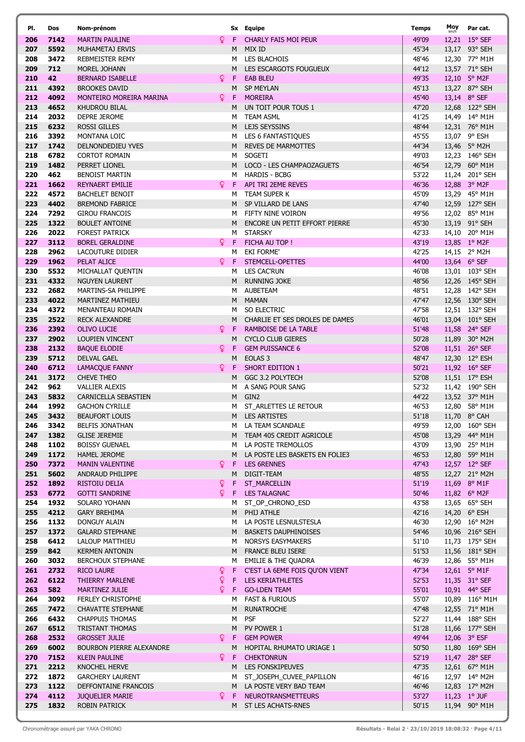| Pl. | Dos | Nom-prénom | | Sx | Equipe | Temps | Moy km/h | Par cat. |
|---|---|---|---|---|---|---|---|---|
| 206 | 7142 | MARTIN PAULINE | ♀ | F | CHARLY FAIS MOI PEUR | 49'09 | 12,21 | 15° SEF |
| 207 | 5592 | MUHAMETAJ ERVIS | | M | MIX ID | 45'34 | 13,17 | 93° SEH |
| 208 | 3472 | REBMEISTER REMY | | M | LES BLACHOIS | 48'46 | 12,30 | 77° M1H |
| 209 | 712 | MOREL JOHANN | | M | LES ESCARGOTS FOUGUEUX | 44'12 | 13,57 | 71° SEH |
| 210 | 42 | BERNARD ISABELLE | ♀ | F | EAB BLEU | 49'35 | 12,10 | 5° M2F |
| 211 | 4392 | BROOKES DAVID | | M | SP MEYLAN | 45'13 | 13,27 | 87° SEH |
| 212 | 4092 | MONTEIRO MOREIRA MARINA | ♀ | F | MOREIRA | 45'40 | 13,14 | 8° SEF |
| 213 | 4652 | KHUDROU BILAL | | M | UN TOIT POUR TOUS 1 | 47'20 | 12,68 | 122° SEH |
| 214 | 2032 | DEPRE JEROME | | M | TEAM ASML | 41'25 | 14,49 | 14° M1H |
| 215 | 6232 | ROSSI GILLES | | M | LEJS SEYSSINS | 48'44 | 12,31 | 76° M1H |
| 216 | 3392 | MONTANA LOIC | | M | LES 6 FANTASTIQUES | 45'55 | 13,07 | 9° ESH |
| 217 | 1742 | DELNONDEDIEU YVES | | M | REVES DE MARMOTTES | 44'34 | 13,46 | 5° M2H |
| 218 | 6782 | CORTOT ROMAIN | | M | SOGETI | 49'03 | 12,23 | 146° SEH |
| 219 | 1482 | PERRET LIONEL | | M | LOCO - LES CHAMPAOZAGUETS | 46'54 | 12,79 | 60° M1H |
| 220 | 462 | BENOIST MARTIN | | M | HARDIS - BCBG | 53'22 | 11,24 | 201° SEH |
| 221 | 1662 | REYNAERT EMILIE | ♀ | F | API TRI 2EME REVES | 46'36 | 12,88 | 3° M2F |
| 222 | 4572 | BACHELET BENOIT | | M | TEAM SUPER K | 45'09 | 13,29 | 45° M1H |
| 223 | 4402 | BREMOND FABRICE | | M | SP VILLARD DE LANS | 47'40 | 12,59 | 127° SEH |
| 224 | 7292 | GIROU FRANCOIS | | M | FIFTY NINE VOIRON | 49'56 | 12,02 | 85° M1H |
| 225 | 1322 | BOULET ANTOINE | | M | ENCORE UN PETIT EFFORT PIERRE | 45'30 | 13,19 | 91° SEH |
| 226 | 2022 | FOREST PATRICK | | M | STARSKY | 42'33 | 14,10 | 20° M1H |
| 227 | 3112 | BOREL GERALDINE | ♀ | F | FICHA AU TOP ! | 43'19 | 13,85 | 1° M2F |
| 228 | 2962 | LACOUTURE DIDIER | | M | EKI FORME' | 42'25 | 14,15 | 2° M2H |
| 229 | 1962 | PELAT ALICE | ♀ | F | STEMCELL-OPETTES | 44'00 | 13,64 | 6° SEF |
| 230 | 5532 | MICHALLAT QUENTIN | | M | LES CAC'RUN | 46'08 | 13,01 | 103° SEH |
| 231 | 4332 | NGUYEN LAURENT | | M | RUNNING JOKE | 48'56 | 12,26 | 145° SEH |
| 232 | 2682 | MARTINS-SA PHILIPPE | | M | AUBETEAM | 48'51 | 12,28 | 142° SEH |
| 233 | 4022 | MARTINEZ MATHIEU | | M | MAMAN | 47'47 | 12,56 | 130° SEH |
| 234 | 4372 | MENANTEAU ROMAIN | | M | SO ELECTRIC | 47'58 | 12,51 | 132° SEH |
| 235 | 2522 | RECK ALEXANDRE | | M | CHARLIE ET SES DROLES DE DAMES | 46'01 | 13,04 | 101° SEH |
| 236 | 2392 | OLIVO LUCIE | ♀ | F | RAMBOISE DE LA TABLE | 51'48 | 11,58 | 24° SEF |
| 237 | 2902 | LOUPIEN VINCENT | | M | CYCLO CLUB GIERES | 50'28 | 11,89 | 30° M2H |
| 238 | 2132 | BAQUE ELODIE | ♀ | F | GEM PUISSANCE 6 | 52'08 | 11,51 | 26° SEF |
| 239 | 5712 | DELVAL GAEL | | M | EOLAS 3 | 48'47 | 12,30 | 12° ESH |
| 240 | 6712 | LAMACQUE FANNY | ♀ | F | SHORT EDITION 1 | 50'21 | 11,92 | 16° SEF |
| 241 | 3172 | CHEVE THEO | | M | GGC 3.2 POLYTECH | 52'08 | 11,51 | 17° ESH |
| 242 | 962 | VALLIER ALEXIS | | M | A SANG POUR SANG | 52'32 | 11,42 | 190° SEH |
| 243 | 5832 | CARNICELLA SEBASTIEN | | M | GIN2 | 44'22 | 13,52 | 37° M1H |
| 244 | 1992 | GACHON CYRILLE | | M | ST_ARLETTES LE RETOUR | 46'53 | 12,80 | 58° M1H |
| 245 | 3432 | BEAUFORT LOUIS | | M | LES ARTISTES | 51'18 | 11,70 | 8° CAH |
| 246 | 3342 | BELFIS JONATHAN | | M | LA TEAM SCANDALE | 49'59 | 12,00 | 160° SEH |
| 247 | 1382 | GLISE JEREMIE | | M | TEAM 405 CREDIT AGRICOLE | 45'08 | 13,29 | 44° M1H |
| 248 | 1102 | BOISSY GUENAEL | | M | LA POSTE TREMOLLOS | 43'09 | 13,90 | 25° M1H |
| 249 | 1172 | HAMEL JEROME | | M | LA POSTE LES BASKETS EN FOLIE3 | 46'53 | 12,80 | 59° M1H |
| 250 | 7372 | MANIN VALENTINE | ♀ | F | LES 6RENNES | 47'43 | 12,57 | 12° SEF |
| 251 | 5602 | ANDRAUD PHILIPPE | | M | DIGIT-TEAM | 48'55 | 12,27 | 21° M2H |
| 252 | 1892 | RISTOIU DELIA | ♀ | F | ST_MARCELLIN | 51'19 | 11,69 | 8° M1F |
| 253 | 6772 | GOTTI SANDRINE | ♀ | F | LES TALAGNAC | 50'46 | 11,82 | 6° M2F |
| 254 | 1932 | SOLARO YOHANN | | M | ST_OP_CHRONO_ESD | 43'58 | 13,65 | 65° SEH |
| 255 | 4212 | GARY BREHIMA | | M | PHIJ ATHLE | 42'16 | 14,20 | 6° ESH |
| 256 | 1132 | DONGUY ALAIN | | M | LA POSTE LESNULSTESLA | 46'30 | 12,90 | 16° M2H |
| 257 | 1372 | GALARD STEPHANE | | M | BASKETS DAUPHINOISES | 54'46 | 10,96 | 216° SEH |
| 258 | 6412 | LALOUP MATTHIEU | | M | NORSYS EASYMAKERS | 51'10 | 11,73 | 175° SEH |
| 259 | 842 | KERMEN ANTONIN | | M | FRANCE BLEU ISERE | 51'53 | 11,56 | 181° SEH |
| 260 | 3032 | BERCHOUX STEPHANE | | M | EMILIE & THE QUADRA | 46'39 | 12,86 | 55° M1H |
| 261 | 2732 | RICO LAURE | ♀ | F | C'EST LA 6EME FOIS QU'ON VIENT | 47'34 | 12,61 | 5° M1F |
| 262 | 6122 | THIERRY MARLENE | ♀ | F | LES KERIATHLETES | 52'53 | 11,35 | 31° SEF |
| 263 | 582 | MARTINEZ JULIE | ♀ | F | GO-LDEN TEAM | 55'01 | 10,91 | 44° SEF |
| 264 | 3092 | FERLEY CHRISTOPHE | | M | FAST & FURIOUS | 55'07 | 10,89 | 116° M1H |
| 265 | 7472 | CHAVATTE STEPHANE | | M | RUNATROCHE | 47'48 | 12,55 | 71° M1H |
| 266 | 6432 | CHAPPUIS THOMAS | | M | PSF | 52'27 | 11,44 | 188° SEH |
| 267 | 6512 | TRISTANT THOMAS | | M | PV POWER 1 | 51'28 | 11,66 | 177° SEH |
| 268 | 2532 | GROSSET JULIE | ♀ | F | GEM POWER | 49'44 | 12,06 | 3° ESF |
| 269 | 6002 | BOURBON PIERRE ALEXANDRE | | M | HOPITAL RHUMATO URIAGE 1 | 50'50 | 11,80 | 169° SEH |
| 270 | 7152 | KLEIN PAULINE | ♀ | F | CHEKTONRUN | 52'19 | 11,47 | 28° SEF |
| 271 | 2212 | KNOCHEL HERVE | | M | LES FONSKIPEUVES | 47'35 | 12,61 | 67° M1H |
| 272 | 1872 | GARCHERY LAURENT | | M | ST_JOSEPH_CUVEE_PAPILLON | 46'16 | 12,97 | 14° M2H |
| 273 | 1122 | DEFFONTAINE FRANCOIS | | M | LA POSTE VERY BAD TEAM | 46'46 | 12,83 | 17° M2H |
| 274 | 4112 | JUQUELIER MARIE | ♀ | F | NEUROTRANSMETTEURS | 53'27 | 11,23 | 1° JUF |
| 275 | 1832 | ROBIN PATRICK | | M | ST LES ACHATS-RNES | 50'15 | 11,94 | 90° M1H |

Chronométrage assuré par YAKA CHRONO

Résultats - Relai 2 · 23/10/2019 18:08:32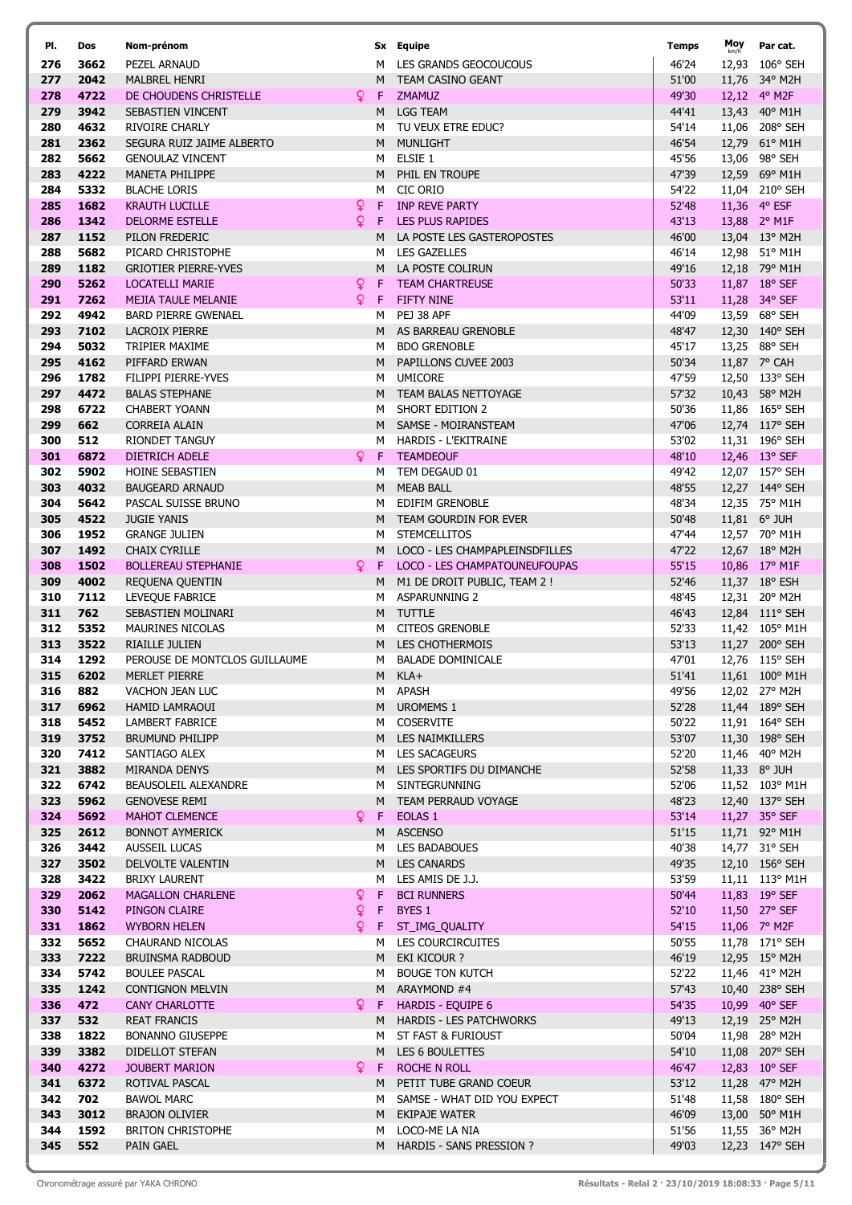| Pl. | Dos | Nom-prénom | Sx | Equipe | Temps | Moy km/h | Par cat. |
|---|---|---|---|---|---|---|---|
| 276 | 3662 | PEZEL ARNAUD | M | LES GRANDS GEOCOUCOUS | 46'24 | 12,93 | 106° SEH |
| 277 | 2042 | MALBREL HENRI | M | TEAM CASINO GEANT | 51'00 | 11,76 | 34° M2H |
| 278 | 4722 | DE CHOUDENS CHRISTELLE | F | ZMAMUZ | 49'30 | 12,12 | 4° M2F |
| 279 | 3942 | SEBASTIEN VINCENT | M | LGG TEAM | 44'41 | 13,43 | 40° M1H |
| 280 | 4632 | RIVOIRE CHARLY | M | TU VEUX ETRE EDUC? | 54'14 | 11,06 | 208° SEH |
| 281 | 2362 | SEGURA RUIZ JAIME ALBERTO | M | MUNLIGHT | 46'54 | 12,79 | 61° M1H |
| 282 | 5662 | GENOULAZ VINCENT | M | ELSIE 1 | 45'56 | 13,06 | 98° SEH |
| 283 | 4222 | MANETA PHILIPPE | M | PHIL EN TROUPE | 47'39 | 12,59 | 69° M1H |
| 284 | 5332 | BLACHE LORIS | M | CIC ORIO | 54'22 | 11,04 | 210° SEH |
| 285 | 1682 | KRAUTH LUCILLE | F | INP REVE PARTY | 52'48 | 11,36 | 4° ESF |
| 286 | 1342 | DELORME ESTELLE | F | LES PLUS RAPIDES | 43'13 | 13,88 | 2° M1F |
| 287 | 1152 | PILON FREDERIC | M | LA POSTE LES GASTEROPOSTES | 46'00 | 13,04 | 13° M2H |
| 288 | 5682 | PICARD CHRISTOPHE | M | LES GAZELLES | 46'14 | 12,98 | 51° M1H |
| 289 | 1182 | GRIOTIER PIERRE-YVES | M | LA POSTE COLIRUN | 49'16 | 12,18 | 79° M1H |
| 290 | 5262 | LOCATELLI MARIE | F | TEAM CHARTREUSE | 50'33 | 11,87 | 18° SEF |
| 291 | 7262 | MEJIA TAULE MELANIE | F | FIFTY NINE | 53'11 | 11,28 | 34° SEF |
| 292 | 4942 | BARD PIERRE GWENAEL | M | PEJ 38 APF | 44'09 | 13,59 | 68° SEH |
| 293 | 7102 | LACROIX PIERRE | M | AS BARREAU GRENOBLE | 48'47 | 12,30 | 140° SEH |
| 294 | 5032 | TRIPIER MAXIME | M | BDO GRENOBLE | 45'17 | 13,25 | 88° SEH |
| 295 | 4162 | PIFFARD ERWAN | M | PAPILLONS CUVEE 2003 | 50'34 | 11,87 | 7° CAH |
| 296 | 1782 | FILIPPI PIERRE-YVES | M | UMICORE | 47'59 | 12,50 | 133° SEH |
| 297 | 4472 | BALAS STEPHANE | M | TEAM BALAS NETTOYAGE | 57'32 | 10,43 | 58° M2H |
| 298 | 6722 | CHABERT YOANN | M | SHORT EDITION 2 | 50'36 | 11,86 | 165° SEH |
| 299 | 662 | CORREIA ALAIN | M | SAMSE - MOIRANSTEAM | 47'06 | 12,74 | 117° SEH |
| 300 | 512 | RIONDET TANGUY | M | HARDIS - L'EKITRAINE | 53'02 | 11,31 | 196° SEH |
| 301 | 6872 | DIETRICH ADELE | F | TEAMDEOUF | 48'10 | 12,46 | 13° SEF |
| 302 | 5902 | HOINE SEBASTIEN | M | TEM DEGAUD 01 | 49'42 | 12,07 | 157° SEH |
| 303 | 4032 | BAUGEARD ARNAUD | M | MEAB BALL | 48'55 | 12,27 | 144° SEH |
| 304 | 5642 | PASCAL SUISSE BRUNO | M | EDIFIM GRENOBLE | 48'34 | 12,35 | 75° M1H |
| 305 | 4522 | JUGIE YANIS | M | TEAM GOURDIN FOR EVER | 50'48 | 11,81 | 6° JUH |
| 306 | 1952 | GRANGE JULIEN | M | STEMCELLITOS | 47'44 | 12,57 | 70° M1H |
| 307 | 1492 | CHAIX CYRILLE | M | LOCO - LES CHAMPAPLEINSDFILLES | 47'22 | 12,67 | 18° M2H |
| 308 | 1502 | BOLLEREAU STEPHANIE | F | LOCO - LES CHAMPATOUNEUFOUPAS | 55'15 | 10,86 | 17° M1F |
| 309 | 4002 | REQUENA QUENTIN | M | M1 DE DROIT PUBLIC, TEAM 2 ! | 52'46 | 11,37 | 18° ESH |
| 310 | 7112 | LEVEQUE FABRICE | M | ASPARUNNING 2 | 48'45 | 12,31 | 20° M2H |
| 311 | 762 | SEBASTIEN MOLINARI | M | TUTTLE | 46'43 | 12,84 | 111° SEH |
| 312 | 5352 | MAURINES NICOLAS | M | CITEOS GRENOBLE | 52'33 | 11,42 | 105° M1H |
| 313 | 3522 | RIAILLE JULIEN | M | LES CHOTHERMOIS | 53'13 | 11,27 | 200° SEH |
| 314 | 1292 | PEROUSE DE MONTCLOS GUILLAUME | M | BALADE DOMINICALE | 47'01 | 12,76 | 115° SEH |
| 315 | 6202 | MERLET PIERRE | M | KLA+ | 51'41 | 11,61 | 100° M1H |
| 316 | 882 | VACHON JEAN LUC | M | APASH | 49'56 | 12,02 | 27° M2H |
| 317 | 6962 | HAMID LAMRAOUI | M | UROMEMS 1 | 52'28 | 11,44 | 189° SEH |
| 318 | 5452 | LAMBERT FABRICE | M | COSERVITE | 50'22 | 11,91 | 164° SEH |
| 319 | 3752 | BRUMUND PHILIPP | M | LES NAIMKILLERS | 53'07 | 11,30 | 198° SEH |
| 320 | 7412 | SANTIAGO ALEX | M | LES SACAGEURS | 52'20 | 11,46 | 40° M2H |
| 321 | 3882 | MIRANDA DENYS | M | LES SPORTIFS DU DIMANCHE | 52'58 | 11,33 | 8° JUH |
| 322 | 6742 | BEAUSOLEIL ALEXANDRE | M | SINTEGRUNNING | 52'06 | 11,52 | 103° M1H |
| 323 | 5962 | GENOVESE REMI | M | TEAM PERRAUD VOYAGE | 48'23 | 12,40 | 137° SEH |
| 324 | 5692 | MAHOT CLEMENCE | F | EOLAS 1 | 53'14 | 11,27 | 35° SEF |
| 325 | 2612 | BONNOT AYMERICK | M | ASCENSO | 51'15 | 11,71 | 92° M1H |
| 326 | 3442 | AUSSEIL LUCAS | M | LES BADABOUES | 40'38 | 14,77 | 31° SEH |
| 327 | 3502 | DELVOLTE VALENTIN | M | LES CANARDS | 49'35 | 12,10 | 156° SEH |
| 328 | 3422 | BRIXY LAURENT | M | LES AMIS DE J.J. | 53'59 | 11,11 | 113° M1H |
| 329 | 2062 | MAGALLON CHARLENE | F | BCI RUNNERS | 50'44 | 11,83 | 19° SEF |
| 330 | 5142 | PINGON CLAIRE | F | BYES 1 | 52'10 | 11,50 | 27° SEF |
| 331 | 1862 | WYBORN HELEN | F | ST_IMG_QUALITY | 54'15 | 11,06 | 7° M2F |
| 332 | 5652 | CHAURAND NICOLAS | M | LES COURCIRCUITES | 50'55 | 11,78 | 171° SEH |
| 333 | 7222 | BRUINSMA RADBOUD | M | EKI KICOUR ? | 46'19 | 12,95 | 15° M2H |
| 334 | 5742 | BOULEE PASCAL | M | BOUGE TON KUTCH | 52'22 | 11,46 | 41° M2H |
| 335 | 1242 | CONTIGNON MELVIN | M | ARAYMOND #4 | 57'43 | 10,40 | 238° SEH |
| 336 | 472 | CANY CHARLOTTE | F | HARDIS - EQUIPE 6 | 54'35 | 10,99 | 40° SEF |
| 337 | 532 | REAT FRANCIS | M | HARDIS - LES PATCHWORKS | 49'13 | 12,19 | 25° M2H |
| 338 | 1822 | BONANNO GIUSEPPE | M | ST FAST & FURIOUST | 50'04 | 11,98 | 28° M2H |
| 339 | 3382 | DIDELLOT STEFAN | M | LES 6 BOULETTES | 54'10 | 11,08 | 207° SEH |
| 340 | 4272 | JOUBERT MARION | F | ROCHE N ROLL | 46'47 | 12,83 | 10° SEF |
| 341 | 6372 | ROTIVAL PASCAL | M | PETIT TUBE GRAND COEUR | 53'12 | 11,28 | 47° M2H |
| 342 | 702 | BAWOL MARC | M | SAMSE - WHAT DID YOU EXPECT | 51'48 | 11,58 | 180° SEH |
| 343 | 3012 | BRAJON OLIVIER | M | EKIPAJE WATER | 46'09 | 13,00 | 50° M1H |
| 344 | 1592 | BRITON CHRISTOPHE | M | LOCO-ME LA NIA | 51'56 | 11,55 | 36° M2H |
| 345 | 552 | PAIN GAEL | M | HARDIS - SANS PRESSION ? | 49'03 | 12,23 | 147° SEH |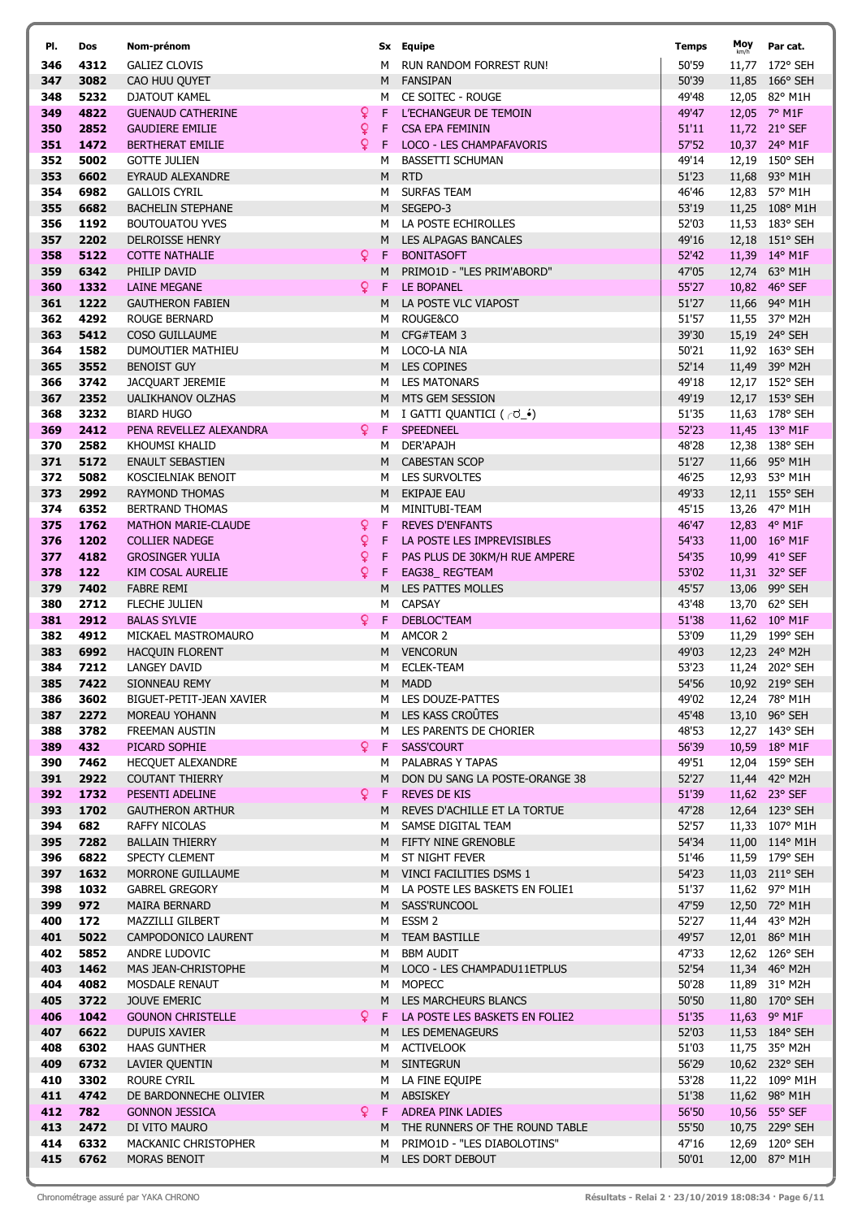| Pl. | Dos | Nom-prénom | | Sx | Equipe | Temps | Moy km/h | Par cat. |
|---|---|---|---|---|---|---|---|---|
| 346 | 4312 | GALIEZ CLOVIS | | M | RUN RANDOM FORREST RUN! | 50'59 | 11,77 | 172° SEH |
| 347 | 3082 | CAO HUU QUYET | | M | FANSIPAN | 50'39 | 11,85 | 166° SEH |
| 348 | 5232 | DJATOUT KAMEL | | M | CE SOITEC - ROUGE | 49'48 | 12,05 | 82° M1H |
| 349 | 4822 | GUENAUD CATHERINE | ♀ | F | L'ECHANGEUR DE TEMOIN | 49'47 | 12,05 | 7° M1F |
| 350 | 2852 | GAUDIERE EMILIE | ♀ | F | CSA EPA FEMININ | 51'11 | 11,72 | 21° SEF |
| 351 | 1472 | BERTHERAT EMILIE | ♀ | F | LOCO - LES CHAMPAFAVORIS | 57'52 | 10,37 | 24° M1F |
| 352 | 5002 | GOTTE JULIEN | | M | BASSETTI SCHUMAN | 49'14 | 12,19 | 150° SEH |
| 353 | 6602 | EYRAUD ALEXANDRE | | M | RTD | 51'23 | 11,68 | 93° M1H |
| 354 | 6982 | GALLOIS CYRIL | | M | SURFAS TEAM | 46'46 | 12,83 | 57° M1H |
| 355 | 6682 | BACHELIN STEPHANE | | M | SEGEPO-3 | 53'19 | 11,25 | 108° M1H |
| 356 | 1192 | BOUTOUATOU YVES | | M | LA POSTE ECHIROLLES | 52'03 | 11,53 | 183° SEH |
| 357 | 2202 | DELROISSE HENRY | | M | LES ALPAGAS BANCALES | 49'16 | 12,18 | 151° SEH |
| 358 | 5122 | COTTE NATHALIE | ♀ | F | BONITASOFT | 52'42 | 11,39 | 14° M1F |
| 359 | 6342 | PHILIP DAVID | | M | PRIMO1D - "LES PRIM'ABORD" | 47'05 | 12,74 | 63° M1H |
| 360 | 1332 | LAINE MEGANE | ♀ | F | LE BOPANEL | 55'27 | 10,82 | 46° SEF |
| 361 | 1222 | GAUTHERON FABIEN | | M | LA POSTE VLC VIAPOST | 51'27 | 11,66 | 94° M1H |
| 362 | 4292 | ROUGE BERNARD | | M | ROUGE&CO | 51'57 | 11,55 | 37° M2H |
| 363 | 5412 | COSO GUILLAUME | | M | CFG#TEAM 3 | 39'30 | 15,19 | 24° SEH |
| 364 | 1582 | DUMOUTIER MATHIEU | | M | LOCO-LA NIA | 50'21 | 11,92 | 163° SEH |
| 365 | 3552 | BENOIST GUY | | M | LES COPINES | 52'14 | 11,49 | 39° M2H |
| 366 | 3742 | JACQUART JEREMIE | | M | LES MATONARS | 49'18 | 12,17 | 152° SEH |
| 367 | 2352 | UALIKHANOV OLZHAS | | M | MTS GEM SESSION | 49'19 | 12,17 | 153° SEH |
| 368 | 3232 | BIARD HUGO | | M | I GATTI QUANTICI ( ◜ʊ_•) | 51'35 | 11,63 | 178° SEH |
| 369 | 2412 | PENA REVELLEZ ALEXANDRA | ♀ | F | SPEEDNEEL | 52'23 | 11,45 | 13° M1F |
| 370 | 2582 | KHOUMSI KHALID | | M | DER'APAJH | 48'28 | 12,38 | 138° SEH |
| 371 | 5172 | ENAULT SEBASTIEN | | M | CABESTAN SCOP | 51'27 | 11,66 | 95° M1H |
| 372 | 5082 | KOSCIELNIAK BENOIT | | M | LES SURVOLTES | 46'25 | 12,93 | 53° M1H |
| 373 | 2992 | RAYMOND THOMAS | | M | EKIPAJE EAU | 49'33 | 12,11 | 155° SEH |
| 374 | 6352 | BERTRAND THOMAS | | M | MINITUBI-TEAM | 45'15 | 13,26 | 47° M1H |
| 375 | 1762 | MATHON MARIE-CLAUDE | ♀ | F | REVES D'ENFANTS | 46'47 | 12,83 | 4° M1F |
| 376 | 1202 | COLLIER NADEGE | ♀ | F | LA POSTE LES IMPREVISIBLES | 54'33 | 11,00 | 16° M1F |
| 377 | 4182 | GROSINGER YULIA | ♀ | F | PAS PLUS DE 30KM/H RUE AMPERE | 54'35 | 10,99 | 41° SEF |
| 378 | 122 | KIM COSAL AURELIE | ♀ | F | EAG38_ REG'TEAM | 53'02 | 11,31 | 32° SEF |
| 379 | 7402 | FABRE REMI | | M | LES PATTES MOLLES | 45'57 | 13,06 | 99° SEH |
| 380 | 2712 | FLECHE JULIEN | | M | CAPSAY | 43'48 | 13,70 | 62° SEH |
| 381 | 2912 | BALAS SYLVIE | ♀ | F | DEBLOC'TEAM | 51'38 | 11,62 | 10° M1F |
| 382 | 4912 | MICKAEL MASTROMAURO | | M | AMCOR 2 | 53'09 | 11,29 | 199° SEH |
| 383 | 6992 | HACQUIN FLORENT | | M | VENCORUN | 49'03 | 12,23 | 24° M2H |
| 384 | 7212 | LANGEY DAVID | | M | ECLEK-TEAM | 53'23 | 11,24 | 202° SEH |
| 385 | 7422 | SIONNEAU REMY | | M | MADD | 54'56 | 10,92 | 219° SEH |
| 386 | 3602 | BIGUET-PETIT-JEAN XAVIER | | M | LES DOUZE-PATTES | 49'02 | 12,24 | 78° M1H |
| 387 | 2272 | MOREAU YOHANN | | M | LES KASS CROÛTES | 45'48 | 13,10 | 96° SEH |
| 388 | 3782 | FREEMAN AUSTIN | | M | LES PARENTS DE CHORIER | 48'53 | 12,27 | 143° SEH |
| 389 | 432 | PICARD SOPHIE | ♀ | F | SASS'COURT | 56'39 | 10,59 | 18° M1F |
| 390 | 7462 | HECQUET ALEXANDRE | | M | PALABRAS Y TAPAS | 49'51 | 12,04 | 159° SEH |
| 391 | 2922 | COUTANT THIERRY | | M | DON DU SANG LA POSTE-ORANGE 38 | 52'27 | 11,44 | 42° M2H |
| 392 | 1732 | PESENTI ADELINE | ♀ | F | REVES DE KIS | 51'39 | 11,62 | 23° SEF |
| 393 | 1702 | GAUTHERON ARTHUR | | M | REVES D'ACHILLE ET LA TORTUE | 47'28 | 12,64 | 123° SEH |
| 394 | 682 | RAFFY NICOLAS | | M | SAMSE DIGITAL TEAM | 52'57 | 11,33 | 107° M1H |
| 395 | 7282 | BALLAIN THIERRY | | M | FIFTY NINE GRENOBLE | 54'34 | 11,00 | 114° M1H |
| 396 | 6822 | SPECTY CLEMENT | | M | ST NIGHT FEVER | 51'46 | 11,59 | 179° SEH |
| 397 | 1632 | MORRONE GUILLAUME | | M | VINCI FACILITIES DSMS 1 | 54'23 | 11,03 | 211° SEH |
| 398 | 1032 | GABREL GREGORY | | M | LA POSTE LES BASKETS EN FOLIE1 | 51'37 | 11,62 | 97° M1H |
| 399 | 972 | MAIRA BERNARD | | M | SASS'RUNCOOL | 47'59 | 12,50 | 72° M1H |
| 400 | 172 | MAZZILLI GILBERT | | M | ESSM 2 | 52'27 | 11,44 | 43° M2H |
| 401 | 5022 | CAMPODONICO LAURENT | | M | TEAM BASTILLE | 49'57 | 12,01 | 86° M1H |
| 402 | 5852 | ANDRE LUDOVIC | | M | BBM AUDIT | 47'33 | 12,62 | 126° SEH |
| 403 | 1462 | MAS JEAN-CHRISTOPHE | | M | LOCO - LES CHAMPADU11ETPLUS | 52'54 | 11,34 | 46° M2H |
| 404 | 4082 | MOSDALE RENAUT | | M | MOPECC | 50'28 | 11,89 | 31° M2H |
| 405 | 3722 | JOUVE EMERIC | | M | LES MARCHEURS BLANCS | 50'50 | 11,80 | 170° SEH |
| 406 | 1042 | GOUNON CHRISTELLE | ♀ | F | LA POSTE LES BASKETS EN FOLIE2 | 51'35 | 11,63 | 9° M1F |
| 407 | 6622 | DUPUIS XAVIER | | M | LES DEMENAGEURS | 52'03 | 11,53 | 184° SEH |
| 408 | 6302 | HAAS GUNTHER | | M | ACTIVELOOK | 51'03 | 11,75 | 35° M2H |
| 409 | 6732 | LAVIER QUENTIN | | M | SINTEGRUN | 56'29 | 10,62 | 232° SEH |
| 410 | 3302 | ROURE CYRIL | | M | LA FINE EQUIPE | 53'28 | 11,22 | 109° M1H |
| 411 | 4742 | DE BARDONNECHE OLIVIER | | M | ABSISKEY | 51'38 | 11,62 | 98° M1H |
| 412 | 782 | GONNON JESSICA | ♀ | F | ADREA PINK LADIES | 56'50 | 10,56 | 55° SEF |
| 413 | 2472 | DI VITO MAURO | | M | THE RUNNERS OF THE ROUND TABLE | 55'50 | 10,75 | 229° SEH |
| 414 | 6332 | MACKANIC CHRISTOPHER | | M | PRIMO1D - "LES DIABOLOTINS" | 47'16 | 12,69 | 120° SEH |
| 415 | 6762 | MORAS BENOIT | | M | LES DORT DEBOUT | 50'01 | 12,00 | 87° M1H |

Chronométrage assuré par YAKA CHRONO

Résultats - Relai 2 · 23/10/2019 18:08:34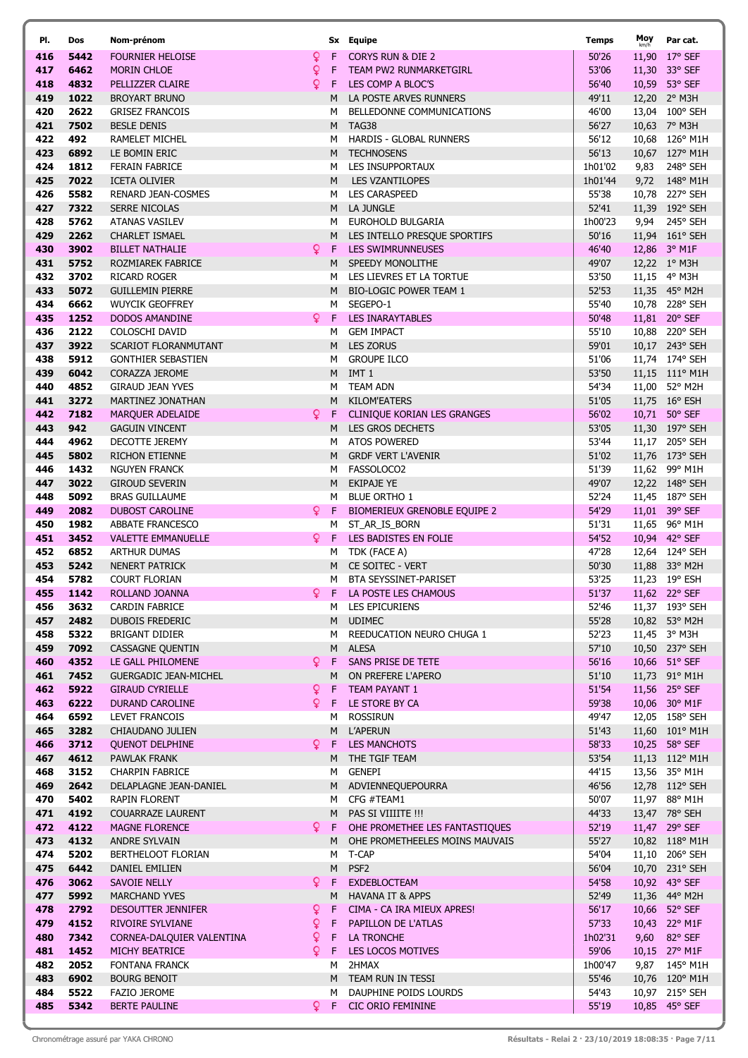| Pl. | Dos | Nom-prénom | | Sx | Equipe | Temps | Moy km/h | Par cat. |
|---|---|---|---|---|---|---|---|---|
| 416 | 5442 | FOURNIER HELOISE | ♀ | F | CORYS RUN & DIE 2 | 50'26 | 11,90 | 17° SEF |
| 417 | 6462 | MORIN CHLOE | ♀ | F | TEAM PW2 RUNMARKETGIRL | 53'06 | 11,30 | 33° SEF |
| 418 | 4832 | PELLIZZER CLAIRE | ♀ | F | LES COMP A BLOC'S | 56'40 | 10,59 | 53° SEF |
| 419 | 1022 | BROYART BRUNO | | M | LA POSTE ARVES RUNNERS | 49'11 | 12,20 | 2° M3H |
| 420 | 2622 | GRISEZ FRANCOIS | | M | BELLEDONNE COMMUNICATIONS | 46'00 | 13,04 | 100° SEH |
| 421 | 7502 | BESLE DENIS | | M | TAG38 | 56'27 | 10,63 | 7° M3H |
| 422 | 492 | RAMELET MICHEL | | M | HARDIS - GLOBAL RUNNERS | 56'12 | 10,68 | 126° M1H |
| 423 | 6892 | LE BOMIN ERIC | | M | TECHNOSENS | 56'13 | 10,67 | 127° M1H |
| 424 | 1812 | FERAIN FABRICE | | M | LES INSUPPORTAUX | 1h01'02 | 9,83 | 248° SEH |
| 425 | 7022 | ICETA OLIVIER | | M | LES VZANTILOPES | 1h01'44 | 9,72 | 148° M1H |
| 426 | 5582 | RENARD JEAN-COSMES | | M | LES CARASPEED | 55'38 | 10,78 | 227° SEH |
| 427 | 7322 | SERRE NICOLAS | | M | LA JUNGLE | 52'41 | 11,39 | 192° SEH |
| 428 | 5762 | ATANAS VASILEV | | M | EUROHOLD BULGARIA | 1h00'23 | 9,94 | 245° SEH |
| 429 | 2262 | CHARLET ISMAEL | | M | LES INTELLO PRESQUE SPORTIFS | 50'16 | 11,94 | 161° SEH |
| 430 | 3902 | BILLET NATHALIE | ♀ | F | LES SWIMRUNNEUSES | 46'40 | 12,86 | 3° M1F |
| 431 | 5752 | ROZMIAREK FABRICE | | M | SPEEDY MONOLITHE | 49'07 | 12,22 | 1° M3H |
| 432 | 3702 | RICARD ROGER | | M | LES LIEVRES ET LA TORTUE | 53'50 | 11,15 | 4° M3H |
| 433 | 5072 | GUILLEMIN PIERRE | | M | BIO-LOGIC POWER TEAM 1 | 52'53 | 11,35 | 45° M2H |
| 434 | 6662 | WUYCIK GEOFFREY | | M | SEGEPO-1 | 55'40 | 10,78 | 228° SEH |
| 435 | 1252 | DODOS AMANDINE | ♀ | F | LES INARAYTABLES | 50'48 | 11,81 | 20° SEF |
| 436 | 2122 | COLOSCHI DAVID | | M | GEM IMPACT | 55'10 | 10,88 | 220° SEH |
| 437 | 3922 | SCARIOT FLORANMUTANT | | M | LES ZORUS | 59'01 | 10,17 | 243° SEH |
| 438 | 5912 | GONTHIER SEBASTIEN | | M | GROUPE ILCO | 51'06 | 11,74 | 174° SEH |
| 439 | 6042 | CORAZZA JEROME | | M | IMT 1 | 53'50 | 11,15 | 111° M1H |
| 440 | 4852 | GIRAUD JEAN YVES | | M | TEAM ADN | 54'34 | 11,00 | 52° M2H |
| 441 | 3272 | MARTINEZ JONATHAN | | M | KILOM'EATERS | 51'05 | 11,75 | 16° ESH |
| 442 | 7182 | MARQUER ADELAIDE | ♀ | F | CLINIQUE KORIAN LES GRANGES | 56'02 | 10,71 | 50° SEF |
| 443 | 942 | GAGUIN VINCENT | | M | LES GROS DECHETS | 53'05 | 11,30 | 197° SEH |
| 444 | 4962 | DECOTTE JEREMY | | M | ATOS POWERED | 53'44 | 11,17 | 205° SEH |
| 445 | 5802 | RICHON ETIENNE | | M | GRDF VERT L'AVENIR | 51'02 | 11,76 | 173° SEH |
| 446 | 1432 | NGUYEN FRANCK | | M | FASSOLOCO2 | 51'39 | 11,62 | 99° M1H |
| 447 | 3022 | GIROUD SEVERIN | | M | EKIPAJE YE | 49'07 | 12,22 | 148° SEH |
| 448 | 5092 | BRAS GUILLAUME | | M | BLUE ORTHO 1 | 52'24 | 11,45 | 187° SEH |
| 449 | 2082 | DUBOST CAROLINE | ♀ | F | BIOMERIEUX GRENOBLE EQUIPE 2 | 54'29 | 11,01 | 39° SEF |
| 450 | 1982 | ABBATE FRANCESCO | | M | ST_AR_IS_BORN | 51'31 | 11,65 | 96° M1H |
| 451 | 3452 | VALETTE EMMANUELLE | ♀ | F | LES BADISTES EN FOLIE | 54'52 | 10,94 | 42° SEF |
| 452 | 6852 | ARTHUR DUMAS | | M | TDK (FACE A) | 47'28 | 12,64 | 124° SEH |
| 453 | 5242 | NENERT PATRICK | | M | CE SOITEC - VERT | 50'30 | 11,88 | 33° M2H |
| 454 | 5782 | COURT FLORIAN | | M | BTA SEYSSINET-PARISET | 53'25 | 11,23 | 19° ESH |
| 455 | 1142 | ROLLAND JOANNA | ♀ | F | LA POSTE LES CHAMOUS | 51'37 | 11,62 | 22° SEF |
| 456 | 3632 | CARDIN FABRICE | | M | LES EPICURIENS | 52'46 | 11,37 | 193° SEH |
| 457 | 2482 | DUBOIS FREDERIC | | M | UDIMEC | 55'28 | 10,82 | 53° M2H |
| 458 | 5322 | BRIGANT DIDIER | | M | REEDUCATION NEURO CHUGA 1 | 52'23 | 11,45 | 3° M3H |
| 459 | 7092 | CASSAGNE QUENTIN | | M | ALESA | 57'10 | 10,50 | 237° SEH |
| 460 | 4352 | LE GALL PHILOMENE | ♀ | F | SANS PRISE DE TETE | 56'16 | 10,66 | 51° SEF |
| 461 | 7452 | GUERGADIC JEAN-MICHEL | | M | ON PREFERE L'APERO | 51'10 | 11,73 | 91° M1H |
| 462 | 5922 | GIRAUD CYRIELLE | ♀ | F | TEAM PAYANT 1 | 51'54 | 11,56 | 25° SEF |
| 463 | 6222 | DURAND CAROLINE | ♀ | F | LE STORE BY CA | 59'38 | 10,06 | 30° M1F |
| 464 | 6592 | LEVET FRANCOIS | | M | ROSSIRUN | 49'47 | 12,05 | 158° SEH |
| 465 | 3282 | CHIAUDANO JULIEN | | M | L'APERUN | 51'43 | 11,60 | 101° M1H |
| 466 | 3712 | QUENOT DELPHINE | ♀ | F | LES MANCHOTS | 58'33 | 10,25 | 58° SEF |
| 467 | 4612 | PAWLAK FRANK | | M | THE TGIF TEAM | 53'54 | 11,13 | 112° M1H |
| 468 | 3152 | CHARPIN FABRICE | | M | GENEPI | 44'15 | 13,56 | 35° M1H |
| 469 | 2642 | DELAPLAGNE JEAN-DANIEL | | M | ADVIENNEQUEPOURRA | 46'56 | 12,78 | 112° SEH |
| 470 | 5402 | RAPIN FLORENT | | M | CFG #TEAM1 | 50'07 | 11,97 | 88° M1H |
| 471 | 4192 | COUARRAZE LAURENT | | M | PAS SI VIIIITE !!! | 44'33 | 13,47 | 78° SEH |
| 472 | 4122 | MAGNE FLORENCE | ♀ | F | OHE PROMETHEE LES FANTASTIQUES | 52'19 | 11,47 | 29° SEF |
| 473 | 4132 | ANDRE SYLVAIN | | M | OHE PROMETHEELES MOINS MAUVAIS | 55'27 | 10,82 | 118° M1H |
| 474 | 5202 | BERTHELOOT FLORIAN | | M | T-CAP | 54'04 | 11,10 | 206° SEH |
| 475 | 6442 | DANIEL EMILIEN | | M | PSF2 | 56'04 | 10,70 | 231° SEH |
| 476 | 3062 | SAVOIE NELLY | ♀ | F | EXDEBLOCTEAM | 54'58 | 10,92 | 43° SEF |
| 477 | 5992 | MARCHAND YVES | | M | HAVANA IT & APPS | 52'49 | 11,36 | 44° M2H |
| 478 | 2792 | DESOUTTER JENNIFER | ♀ | F | CIMA - CA IRA MIEUX APRES! | 56'17 | 10,66 | 52° SEF |
| 479 | 4152 | RIVOIRE SYLVIANE | ♀ | F | PAPILLON DE L'ATLAS | 57'33 | 10,43 | 22° M1F |
| 480 | 7342 | CORNEA-DALQUIER VALENTINA | ♀ | F | LA TRONCHE | 1h02'31 | 9,60 | 82° SEF |
| 481 | 1452 | MICHY BEATRICE | ♀ | F | LES LOCOS MOTIVES | 59'06 | 10,15 | 27° M1F |
| 482 | 2052 | FONTANA FRANCK | | M | 2HMAX | 1h00'47 | 9,87 | 145° M1H |
| 483 | 6902 | BOURG BENOIT | | M | TEAM RUN IN TESSI | 55'46 | 10,76 | 120° M1H |
| 484 | 5522 | FAZIO JEROME | | M | DAUPHINE POIDS LOURDS | 54'43 | 10,97 | 215° SEH |
| 485 | 5342 | BERTE PAULINE | ♀ | F | CIC ORIO FEMININE | 55'19 | 10,85 | 45° SEF |

Chronométrage assuré par YAKA CHRONO — Résultats - Relai 2 · 23/10/2019 18:08:35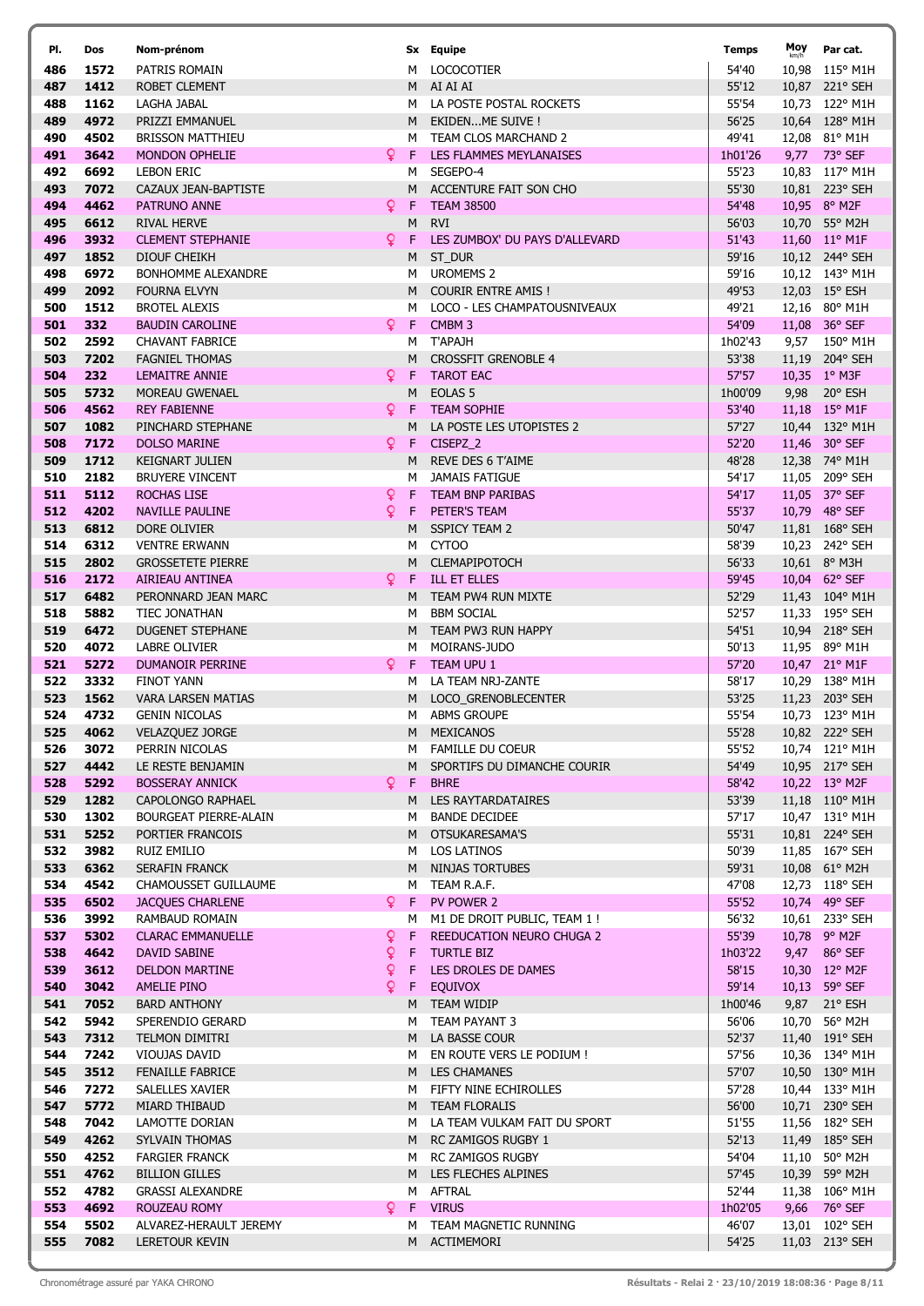| Pl. | Dos | Nom-prénom | Sx | Equipe | Temps | Moy km/h | Par cat. |
|---|---|---|---|---|---|---|---|
| 486 | 1572 | PATRIS ROMAIN | M | LOCOCOTIER | 54'40 | 10,98 | 115° M1H |
| 487 | 1412 | ROBET CLEMENT | M | AI AI AI | 55'12 | 10,87 | 221° SEH |
| 488 | 1162 | LAGHA JABAL | M | LA POSTE POSTAL ROCKETS | 55'54 | 10,73 | 122° M1H |
| 489 | 4972 | PRIZZI EMMANUEL | M | EKIDEN...ME SUIVE ! | 56'25 | 10,64 | 128° M1H |
| 490 | 4502 | BRISSON MATTHIEU | M | TEAM CLOS MARCHAND 2 | 49'41 | 12,08 | 81° M1H |
| 491 | 3642 | MONDON OPHELIE | F | LES FLAMMES MEYLANAISES | 1h01'26 | 9,77 | 73° SEF |
| 492 | 6692 | LEBON ERIC | M | SEGEPO-4 | 55'23 | 10,83 | 117° M1H |
| 493 | 7072 | CAZAUX JEAN-BAPTISTE | M | ACCENTURE FAIT SON CHO | 55'30 | 10,81 | 223° SEH |
| 494 | 4462 | PATRUNO ANNE | F | TEAM 38500 | 54'48 | 10,95 | 8° M2F |
| 495 | 6612 | RIVAL HERVE | M | RVI | 56'03 | 10,70 | 55° M2H |
| 496 | 3932 | CLEMENT STEPHANIE | F | LES ZUMBOX' DU PAYS D'ALLEVARD | 51'43 | 11,60 | 11° M1F |
| 497 | 1852 | DIOUF CHEIKH | M | ST_DUR | 59'16 | 10,12 | 244° SEH |
| 498 | 6972 | BONHOMME ALEXANDRE | M | UROMEMS 2 | 59'16 | 10,12 | 143° M1H |
| 499 | 2092 | FOURNA ELVYN | M | COURIR ENTRE AMIS ! | 49'53 | 12,03 | 15° ESH |
| 500 | 1512 | BROTEL ALEXIS | M | LOCO - LES CHAMPATOUSNIVEAUX | 49'21 | 12,16 | 80° M1H |
| 501 | 332 | BAUDIN CAROLINE | F | CMBM 3 | 54'09 | 11,08 | 36° SEF |
| 502 | 2592 | CHAVANT FABRICE | M | T'APAJH | 1h02'43 | 9,57 | 150° M1H |
| 503 | 7202 | FAGNIEL THOMAS | M | CROSSFIT GRENOBLE 4 | 53'38 | 11,19 | 204° SEH |
| 504 | 232 | LEMAITRE ANNIE | F | TAROT EAC | 57'57 | 10,35 | 1° M3F |
| 505 | 5732 | MOREAU GWENAEL | M | EOLAS 5 | 1h00'09 | 9,98 | 20° ESH |
| 506 | 4562 | REY FABIENNE | F | TEAM SOPHIE | 53'40 | 11,18 | 15° M1F |
| 507 | 1082 | PINCHARD STEPHANE | M | LA POSTE LES UTOPISTES 2 | 57'27 | 10,44 | 132° M1H |
| 508 | 7172 | DOLSO MARINE | F | CISEPZ_2 | 52'20 | 11,46 | 30° SEF |
| 509 | 1712 | KEIGNART JULIEN | M | REVE DES 6 T'AIME | 48'28 | 12,38 | 74° M1H |
| 510 | 2182 | BRUYERE VINCENT | M | JAMAIS FATIGUE | 54'17 | 11,05 | 209° SEH |
| 511 | 5112 | ROCHAS LISE | F | TEAM BNP PARIBAS | 54'17 | 11,05 | 37° SEF |
| 512 | 4202 | NAVILLE PAULINE | F | PETER'S TEAM | 55'37 | 10,79 | 48° SEF |
| 513 | 6812 | DORE OLIVIER | M | SSPICY TEAM 2 | 50'47 | 11,81 | 168° SEH |
| 514 | 6312 | VENTRE ERWANN | M | CYTOO | 58'39 | 10,23 | 242° SEH |
| 515 | 2802 | GROSSETETE PIERRE | M | CLEMAPIPOTOCH | 56'33 | 10,61 | 8° M3H |
| 516 | 2172 | AIRIEAU ANTINEA | F | ILL ET ELLES | 59'45 | 10,04 | 62° SEF |
| 517 | 6482 | PERONNARD JEAN MARC | M | TEAM PW4 RUN MIXTE | 52'29 | 11,43 | 104° M1H |
| 518 | 5882 | TIEC JONATHAN | M | BBM SOCIAL | 52'57 | 11,33 | 195° SEH |
| 519 | 6472 | DUGENET STEPHANE | M | TEAM PW3 RUN HAPPY | 54'51 | 10,94 | 218° SEH |
| 520 | 4072 | LABRE OLIVIER | M | MOIRANS-JUDO | 50'13 | 11,95 | 89° M1H |
| 521 | 5272 | DUMANOIR PERRINE | F | TEAM UPU 1 | 57'20 | 10,47 | 21° M1F |
| 522 | 3332 | FINOT YANN | M | LA TEAM NRJ-ZANTE | 58'17 | 10,29 | 138° M1H |
| 523 | 1562 | VARA LARSEN MATIAS | M | LOCO_GRENOBLECENTER | 53'25 | 11,23 | 203° SEH |
| 524 | 4732 | GENIN NICOLAS | M | ABMS GROUPE | 55'54 | 10,73 | 123° M1H |
| 525 | 4062 | VELAZQUEZ JORGE | M | MEXICANOS | 55'28 | 10,82 | 222° SEH |
| 526 | 3072 | PERRIN NICOLAS | M | FAMILLE DU COEUR | 55'52 | 10,74 | 121° M1H |
| 527 | 4442 | LE RESTE BENJAMIN | M | SPORTIFS DU DIMANCHE COURIR | 54'49 | 10,95 | 217° SEH |
| 528 | 5292 | BOSSERAY ANNICK | F | BHRE | 58'42 | 10,22 | 13° M2F |
| 529 | 1282 | CAPOLONGO RAPHAEL | M | LES RAYTARDATAIRES | 53'39 | 11,18 | 110° M1H |
| 530 | 1302 | BOURGEAT PIERRE-ALAIN | M | BANDE DECIDEE | 57'17 | 10,47 | 131° M1H |
| 531 | 5252 | PORTIER FRANCOIS | M | OTSUKARESAMA'S | 55'31 | 10,81 | 224° SEH |
| 532 | 3982 | RUIZ EMILIO | M | LOS LATINOS | 50'39 | 11,85 | 167° SEH |
| 533 | 6362 | SERAFIN FRANCK | M | NINJAS TORTUBES | 59'31 | 10,08 | 61° M2H |
| 534 | 4542 | CHAMOUSSET GUILLAUME | M | TEAM R.A.F. | 47'08 | 12,73 | 118° SEH |
| 535 | 6502 | JACQUES CHARLENE | F | PV POWER 2 | 55'52 | 10,74 | 49° SEF |
| 536 | 3992 | RAMBAUD ROMAIN | M | M1 DE DROIT PUBLIC, TEAM 1 ! | 56'32 | 10,61 | 233° SEH |
| 537 | 5302 | CLARAC EMMANUELLE | F | REEDUCATION NEURO CHUGA 2 | 55'39 | 10,78 | 9° M2F |
| 538 | 4642 | DAVID SABINE | F | TURTLE BIZ | 1h03'22 | 9,47 | 86° SEF |
| 539 | 3612 | DELDON MARTINE | F | LES DROLES DE DAMES | 58'15 | 10,30 | 12° M2F |
| 540 | 3042 | AMELIE PINO | F | EQUIVOX | 59'14 | 10,13 | 59° SEF |
| 541 | 7052 | BARD ANTHONY | M | TEAM WIDIP | 1h00'46 | 9,87 | 21° ESH |
| 542 | 5942 | SPERENDIO GERARD | M | TEAM PAYANT 3 | 56'06 | 10,70 | 56° M2H |
| 543 | 7312 | TELMON DIMITRI | M | LA BASSE COUR | 52'37 | 11,40 | 191° SEH |
| 544 | 7242 | VIOUJAS DAVID | M | EN ROUTE VERS LE PODIUM ! | 57'56 | 10,36 | 134° M1H |
| 545 | 3512 | FENAILLE FABRICE | M | LES CHAMANES | 57'07 | 10,50 | 130° M1H |
| 546 | 7272 | SALELLES XAVIER | M | FIFTY NINE ECHIROLLES | 57'28 | 10,44 | 133° M1H |
| 547 | 5772 | MIARD THIBAUD | M | TEAM FLORALIS | 56'00 | 10,71 | 230° SEH |
| 548 | 7042 | LAMOTTE DORIAN | M | LA TEAM VULKAM FAIT DU SPORT | 51'55 | 11,56 | 182° SEH |
| 549 | 4262 | SYLVAIN THOMAS | M | RC ZAMIGOS RUGBY 1 | 52'13 | 11,49 | 185° SEH |
| 550 | 4252 | FARGIER FRANCK | M | RC ZAMIGOS RUGBY | 54'04 | 11,10 | 50° M2H |
| 551 | 4762 | BILLION GILLES | M | LES FLECHES ALPINES | 57'45 | 10,39 | 59° M2H |
| 552 | 4782 | GRASSI ALEXANDRE | M | AFTRAL | 52'44 | 11,38 | 106° M1H |
| 553 | 4692 | ROUZEAU ROMY | F | VIRUS | 1h02'05 | 9,66 | 76° SEF |
| 554 | 5502 | ALVAREZ-HERAULT JEREMY | M | TEAM MAGNETIC RUNNING | 46'07 | 13,01 | 102° SEH |
| 555 | 7082 | LERETOUR KEVIN | M | ACTIMEMORI | 54'25 | 11,03 | 213° SEH |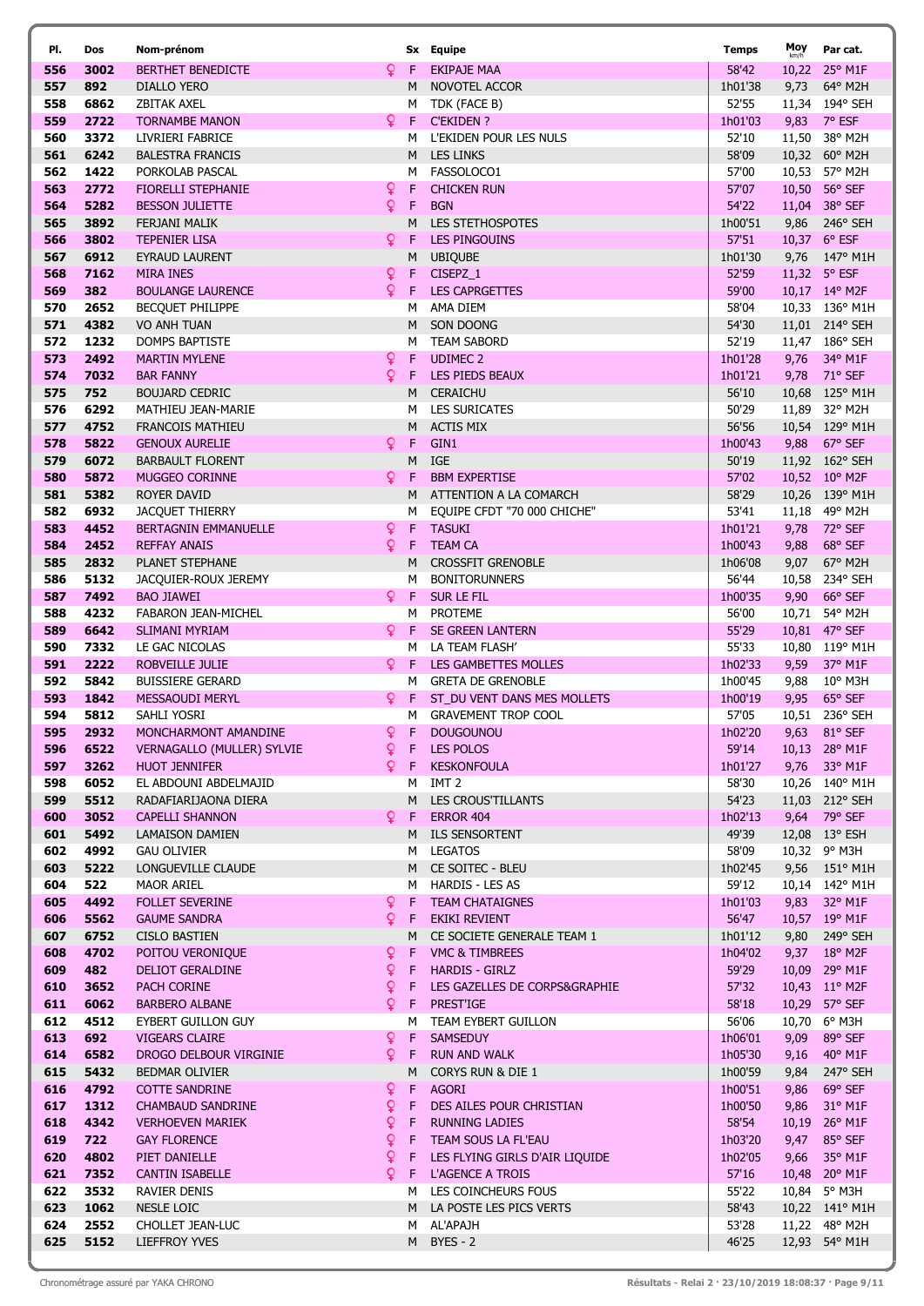| Pl. | Dos | Nom-prénom | Sx | Equipe | Temps | Moy km/h | Par cat. |
|---|---|---|---|---|---|---|---|
| 556 | 3002 | BERTHET BENEDICTE | F | EKIPAJE MAA | 58'42 | 10,22 | 25° M1F |
| 557 | 892 | DIALLO YERO | M | NOVOTEL ACCOR | 1h01'38 | 9,73 | 64° M2H |
| 558 | 6862 | ZBITAK AXEL | M | TDK (FACE B) | 52'55 | 11,34 | 194° SEH |
| 559 | 2722 | TORNAMBE MANON | F | C'EKIDEN ? | 1h01'03 | 9,83 | 7° ESF |
| 560 | 3372 | LIVRIERI FABRICE | M | L'EKIDEN POUR LES NULS | 52'10 | 11,50 | 38° M2H |
| 561 | 6242 | BALESTRA FRANCIS | M | LES LINKS | 58'09 | 10,32 | 60° M2H |
| 562 | 1422 | PORKOLAB PASCAL | M | FASSOLOCO1 | 57'00 | 10,53 | 57° M2H |
| 563 | 2772 | FIORELLI STEPHANIE | F | CHICKEN RUN | 57'07 | 10,50 | 56° SEF |
| 564 | 5282 | BESSON JULIETTE | F | BGN | 54'22 | 11,04 | 38° SEF |
| 565 | 3892 | FERJANI MALIK | M | LES STETHOSPOTES | 1h00'51 | 9,86 | 246° SEH |
| 566 | 3802 | TEPENIER LISA | F | LES PINGOUINS | 57'51 | 10,37 | 6° ESF |
| 567 | 6912 | EYRAUD LAURENT | M | UBIQUBE | 1h01'30 | 9,76 | 147° M1H |
| 568 | 7162 | MIRA INES | F | CISEPZ_1 | 52'59 | 11,32 | 5° ESF |
| 569 | 382 | BOULANGE LAURENCE | F | LES CAPRGETTES | 59'00 | 10,17 | 14° M2F |
| 570 | 2652 | BECQUET PHILIPPE | M | AMA DIEM | 58'04 | 10,33 | 136° M1H |
| 571 | 4382 | VO ANH TUAN | M | SON DOONG | 54'30 | 11,01 | 214° SEH |
| 572 | 1232 | DOMPS BAPTISTE | M | TEAM SABORD | 52'19 | 11,47 | 186° SEH |
| 573 | 2492 | MARTIN MYLENE | F | UDIMEC 2 | 1h01'28 | 9,76 | 34° M1F |
| 574 | 7032 | BAR FANNY | F | LES PIEDS BEAUX | 1h01'21 | 9,78 | 71° SEF |
| 575 | 752 | BOUJARD CEDRIC | M | CERAICHU | 56'10 | 10,68 | 125° M1H |
| 576 | 6292 | MATHIEU JEAN-MARIE | M | LES SURICATES | 50'29 | 11,89 | 32° M2H |
| 577 | 4752 | FRANCOIS MATHIEU | M | ACTIS MIX | 56'56 | 10,54 | 129° M1H |
| 578 | 5822 | GENOUX AURELIE | F | GIN1 | 1h00'43 | 9,88 | 67° SEF |
| 579 | 6072 | BARBAULT FLORENT | M | IGE | 50'19 | 11,92 | 162° SEH |
| 580 | 5872 | MUGGEO CORINNE | F | BBM EXPERTISE | 57'02 | 10,52 | 10° M2F |
| 581 | 5382 | ROYER DAVID | M | ATTENTION A LA COMARCH | 58'29 | 10,26 | 139° M1H |
| 582 | 6932 | JACQUET THIERRY | M | EQUIPE CFDT "70 000 CHICHE" | 53'41 | 11,18 | 49° M2H |
| 583 | 4452 | BERTAGNIN EMMANUELLE | F | TASUKI | 1h01'21 | 9,78 | 72° SEF |
| 584 | 2452 | REFFAY ANAIS | F | TEAM CA | 1h00'43 | 9,88 | 68° SEF |
| 585 | 2832 | PLANET STEPHANE | M | CROSSFIT GRENOBLE | 1h06'08 | 9,07 | 67° M2H |
| 586 | 5132 | JACQUIER-ROUX JEREMY | M | BONITORUNNERS | 56'44 | 10,58 | 234° SEH |
| 587 | 7492 | BAO JIAWEI | F | SUR LE FIL | 1h00'35 | 9,90 | 66° SEF |
| 588 | 4232 | FABARON JEAN-MICHEL | M | PROTEME | 56'00 | 10,71 | 54° M2H |
| 589 | 6642 | SLIMANI MYRIAM | F | SE GREEN LANTERN | 55'29 | 10,81 | 47° SEF |
| 590 | 7332 | LE GAC NICOLAS | M | LA TEAM FLASH' | 55'33 | 10,80 | 119° M1H |
| 591 | 2222 | ROBVEILLE JULIE | F | LES GAMBETTES MOLLES | 1h02'33 | 9,59 | 37° M1F |
| 592 | 5842 | BUISSIERE GERARD | M | GRETA DE GRENOBLE | 1h00'45 | 9,88 | 10° M3H |
| 593 | 1842 | MESSAOUDI MERYL | F | ST_DU VENT DANS MES MOLLETS | 1h00'19 | 9,95 | 65° SEF |
| 594 | 5812 | SAHLI YOSRI | M | GRAVEMENT TROP COOL | 57'05 | 10,51 | 236° SEH |
| 595 | 2932 | MONCHARMONT AMANDINE | F | DOUGOUNOU | 1h02'20 | 9,63 | 81° SEF |
| 596 | 6522 | VERNAGALLO (MULLER) SYLVIE | F | LES POLOS | 59'14 | 10,13 | 28° M1F |
| 597 | 3262 | HUOT JENNIFER | F | KESKONFOULA | 1h01'27 | 9,76 | 33° M1F |
| 598 | 6052 | EL ABDOUNI ABDELMAJID | M | IMT 2 | 58'30 | 10,26 | 140° M1H |
| 599 | 5512 | RADAFIARIJAONA DIERA | M | LES CROUS'TILLANTS | 54'23 | 11,03 | 212° SEH |
| 600 | 3052 | CAPELLI SHANNON | F | ERROR 404 | 1h02'13 | 9,64 | 79° SEF |
| 601 | 5492 | LAMAISON DAMIEN | M | ILS SENSORTENT | 49'39 | 12,08 | 13° ESH |
| 602 | 4992 | GAU OLIVIER | M | LEGATOS | 58'09 | 10,32 | 9° M3H |
| 603 | 5222 | LONGUEVILLE CLAUDE | M | CE SOITEC - BLEU | 1h02'45 | 9,56 | 151° M1H |
| 604 | 522 | MAOR ARIEL | M | HARDIS - LES AS | 59'12 | 10,14 | 142° M1H |
| 605 | 4492 | FOLLET SEVERINE | F | TEAM CHATAIGNES | 1h01'03 | 9,83 | 32° M1F |
| 606 | 5562 | GAUME SANDRA | F | EKIKI REVIENT | 56'47 | 10,57 | 19° M1F |
| 607 | 6752 | CISLO BASTIEN | M | CE SOCIETE GENERALE TEAM 1 | 1h01'12 | 9,80 | 249° SEH |
| 608 | 4702 | POITOU VERONIQUE | F | VMC & TIMBREES | 1h04'02 | 9,37 | 18° M2F |
| 609 | 482 | DELIOT GERALDINE | F | HARDIS - GIRLZ | 59'29 | 10,09 | 29° M1F |
| 610 | 3652 | PACH CORINE | F | LES GAZELLES DE CORPS&GRAPHIE | 57'32 | 10,43 | 11° M2F |
| 611 | 6062 | BARBERO ALBANE | F | PREST'IGE | 58'18 | 10,29 | 57° SEF |
| 612 | 4512 | EYBERT GUILLON GUY | M | TEAM EYBERT GUILLON | 56'06 | 10,70 | 6° M3H |
| 613 | 692 | VIGEARS CLAIRE | F | SAMSEDUY | 1h06'01 | 9,09 | 89° SEF |
| 614 | 6582 | DROGO DELBOUR VIRGINIE | F | RUN AND WALK | 1h05'30 | 9,16 | 40° M1F |
| 615 | 5432 | BEDMAR OLIVIER | M | CORYS RUN & DIE 1 | 1h00'59 | 9,84 | 247° SEH |
| 616 | 4792 | COTTE SANDRINE | F | AGORI | 1h00'51 | 9,86 | 69° SEF |
| 617 | 1312 | CHAMBAUD SANDRINE | F | DES AILES POUR CHRISTIAN | 1h00'50 | 9,86 | 31° M1F |
| 618 | 4342 | VERHOEVEN MARIEK | F | RUNNING LADIES | 58'54 | 10,19 | 26° M1F |
| 619 | 722 | GAY FLORENCE | F | TEAM SOUS LA FL'EAU | 1h03'20 | 9,47 | 85° SEF |
| 620 | 4802 | PIET DANIELLE | F | LES FLYING GIRLS D'AIR LIQUIDE | 1h02'05 | 9,66 | 35° M1F |
| 621 | 7352 | CANTIN ISABELLE | F | L'AGENCE A TROIS | 57'16 | 10,48 | 20° M1F |
| 622 | 3532 | RAVIER DENIS | M | LES COINCHEURS FOUS | 55'22 | 10,84 | 5° M3H |
| 623 | 1062 | NESLE LOIC | M | LA POSTE LES PICS VERTS | 58'43 | 10,22 | 141° M1H |
| 624 | 2552 | CHOLLET JEAN-LUC | M | AL'APAJH | 53'28 | 11,22 | 48° M2H |
| 625 | 5152 | LIEFFROY YVES | M | BYES - 2 | 46'25 | 12,93 | 54° M1H |

Chronométrage assuré par YAKA CHRONO — Résultats - Relai 2 · 23/10/2019 18:08:37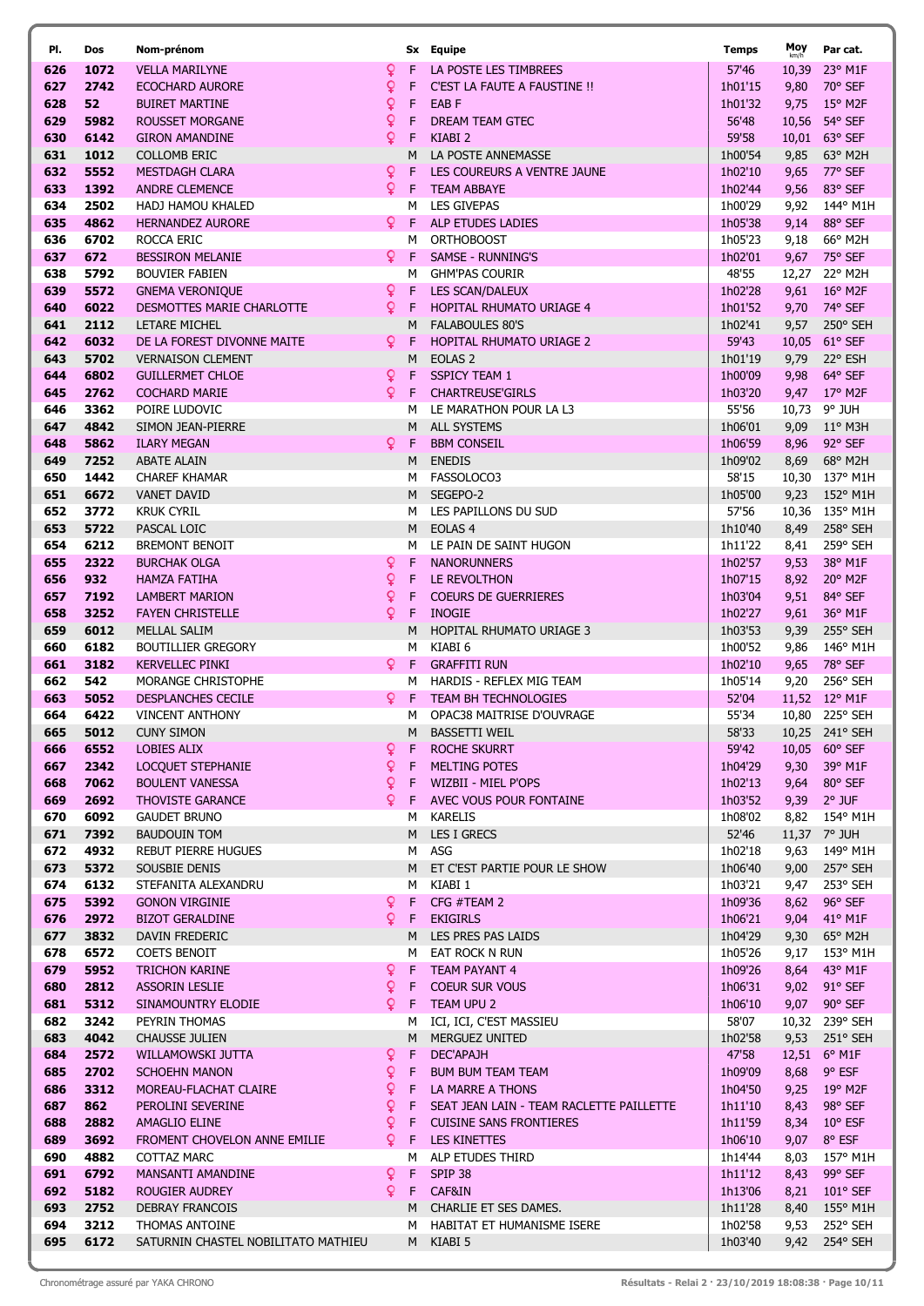| Pl. | Dos | Nom-prénom | | Sx | Equipe | Temps | Moy km/h | Par cat. |
|---|---|---|---|---|---|---|---|---|
| 626 | 1072 | VELLA MARILYNE | ♀ | F | LA POSTE LES TIMBREES | 57'46 | 10,39 | 23° M1F |
| 627 | 2742 | ECOCHARD AURORE | ♀ | F | C'EST LA FAUTE A FAUSTINE !! | 1h01'15 | 9,80 | 70° SEF |
| 628 | 52 | BUIRET MARTINE | ♀ | F | EAB F | 1h01'32 | 9,75 | 15° M2F |
| 629 | 5982 | ROUSSET MORGANE | ♀ | F | DREAM TEAM GTEC | 56'48 | 10,56 | 54° SEF |
| 630 | 6142 | GIRON AMANDINE | ♀ | F | KIABI 2 | 59'58 | 10,01 | 63° SEF |
| 631 | 1012 | COLLOMB ERIC | | M | LA POSTE ANNEMASSE | 1h00'54 | 9,85 | 63° M2H |
| 632 | 5552 | MESTDAGH CLARA | ♀ | F | LES COUREURS A VENTRE JAUNE | 1h02'10 | 9,65 | 77° SEF |
| 633 | 1392 | ANDRE CLEMENCE | ♀ | F | TEAM ABBAYE | 1h02'44 | 9,56 | 83° SEF |
| 634 | 2502 | HADJ HAMOU KHALED | | M | LES GIVEPAS | 1h00'29 | 9,92 | 144° M1H |
| 635 | 4862 | HERNANDEZ AURORE | ♀ | F | ALP ETUDES LADIES | 1h05'38 | 9,14 | 88° SEF |
| 636 | 6702 | ROCCA ERIC | | M | ORTHOBOOST | 1h05'23 | 9,18 | 66° M2H |
| 637 | 672 | BESSIRON MELANIE | ♀ | F | SAMSE - RUNNING'S | 1h02'01 | 9,67 | 75° SEF |
| 638 | 5792 | BOUVIER FABIEN | | M | GHM'PAS COURIR | 48'55 | 12,27 | 22° M2H |
| 639 | 5572 | GNEMA VERONIQUE | ♀ | F | LES SCAN/DALEUX | 1h02'28 | 9,61 | 16° M2F |
| 640 | 6022 | DESMOTTES MARIE CHARLOTTE | ♀ | F | HOPITAL RHUMATO URIAGE 4 | 1h01'52 | 9,70 | 74° SEF |
| 641 | 2112 | LETARE MICHEL | | M | FALABOULES 80'S | 1h02'41 | 9,57 | 250° SEH |
| 642 | 6032 | DE LA FOREST DIVONNE MAITE | ♀ | F | HOPITAL RHUMATO URIAGE 2 | 59'43 | 10,05 | 61° SEF |
| 643 | 5702 | VERNAISON CLEMENT | | M | EOLAS 2 | 1h01'19 | 9,79 | 22° ESH |
| 644 | 6802 | GUILLERMET CHLOE | ♀ | F | SSPICY TEAM 1 | 1h00'09 | 9,98 | 64° SEF |
| 645 | 2762 | COCHARD MARIE | ♀ | F | CHARTREUSE'GIRLS | 1h03'20 | 9,47 | 17° M2F |
| 646 | 3362 | POIRE LUDOVIC | | M | LE MARATHON POUR LA L3 | 55'56 | 10,73 | 9° JUH |
| 647 | 4842 | SIMON JEAN-PIERRE | | M | ALL SYSTEMS | 1h06'01 | 9,09 | 11° M3H |
| 648 | 5862 | ILARY MEGAN | ♀ | F | BBM CONSEIL | 1h06'59 | 8,96 | 92° SEF |
| 649 | 7252 | ABATE ALAIN | | M | ENEDIS | 1h09'02 | 8,69 | 68° M2H |
| 650 | 1442 | CHAREF KHAMAR | | M | FASSOLOCO3 | 58'15 | 10,30 | 137° M1H |
| 651 | 6672 | VANET DAVID | | M | SEGEPO-2 | 1h05'00 | 9,23 | 152° M1H |
| 652 | 3772 | KRUK CYRIL | | M | LES PAPILLONS DU SUD | 57'56 | 10,36 | 135° M1H |
| 653 | 5722 | PASCAL LOIC | | M | EOLAS 4 | 1h10'40 | 8,49 | 258° SEH |
| 654 | 6212 | BREMONT BENOIT | | M | LE PAIN DE SAINT HUGON | 1h11'22 | 8,41 | 259° SEH |
| 655 | 2322 | BURCHAK OLGA | ♀ | F | NANORUNNERS | 1h02'57 | 9,53 | 38° M1F |
| 656 | 932 | HAMZA FATIHA | ♀ | F | LE REVOLTHON | 1h07'15 | 8,92 | 20° M2F |
| 657 | 7192 | LAMBERT MARION | ♀ | F | COEURS DE GUERRIERES | 1h03'04 | 9,51 | 84° SEF |
| 658 | 3252 | FAYEN CHRISTELLE | ♀ | F | INOGIE | 1h02'27 | 9,61 | 36° M1F |
| 659 | 6012 | MELLAL SALIM | | M | HOPITAL RHUMATO URIAGE 3 | 1h03'53 | 9,39 | 255° SEH |
| 660 | 6182 | BOUTILLIER GREGORY | | M | KIABI 6 | 1h00'52 | 9,86 | 146° M1H |
| 661 | 3182 | KERVELLEC PINKI | ♀ | F | GRAFFITI RUN | 1h02'10 | 9,65 | 78° SEF |
| 662 | 542 | MORANGE CHRISTOPHE | | M | HARDIS - REFLEX MIG TEAM | 1h05'14 | 9,20 | 256° SEH |
| 663 | 5052 | DESPLANCHES CECILE | ♀ | F | TEAM BH TECHNOLOGIES | 52'04 | 11,52 | 12° M1F |
| 664 | 6422 | VINCENT ANTHONY | | M | OPAC38 MAITRISE D'OUVRAGE | 55'34 | 10,80 | 225° SEH |
| 665 | 5012 | CUNY SIMON | | M | BASSETTI WEIL | 58'33 | 10,25 | 241° SEH |
| 666 | 6552 | LOBIES ALIX | ♀ | F | ROCHE SKURRT | 59'42 | 10,05 | 60° SEF |
| 667 | 2342 | LOCQUET STEPHANIE | ♀ | F | MELTING POTES | 1h04'29 | 9,30 | 39° M1F |
| 668 | 7062 | BOULENT VANESSA | ♀ | F | WIZBII - MIEL P'OPS | 1h02'13 | 9,64 | 80° SEF |
| 669 | 2692 | THOVISTE GARANCE | ♀ | F | AVEC VOUS POUR FONTAINE | 1h03'52 | 9,39 | 2° JUF |
| 670 | 6092 | GAUDET BRUNO | | M | KARELIS | 1h08'02 | 8,82 | 154° M1H |
| 671 | 7392 | BAUDOUIN TOM | | M | LES I GRECS | 52'46 | 11,37 | 7° JUH |
| 672 | 4932 | REBUT PIERRE HUGUES | | M | ASG | 1h02'18 | 9,63 | 149° M1H |
| 673 | 5372 | SOUSBIE DENIS | | M | ET C'EST PARTIE POUR LE SHOW | 1h06'40 | 9,00 | 257° SEH |
| 674 | 6132 | STEFANITA ALEXANDRU | | M | KIABI 1 | 1h03'21 | 9,47 | 253° SEH |
| 675 | 5392 | GONON VIRGINIE | ♀ | F | CFG #TEAM 2 | 1h09'36 | 8,62 | 96° SEF |
| 676 | 2972 | BIZOT GERALDINE | ♀ | F | EKIGIRLS | 1h06'21 | 9,04 | 41° M1F |
| 677 | 3832 | DAVIN FREDERIC | | M | LES PRES PAS LAIDS | 1h04'29 | 9,30 | 65° M2H |
| 678 | 6572 | COETS BENOIT | | M | EAT ROCK N RUN | 1h05'26 | 9,17 | 153° M1H |
| 679 | 5952 | TRICHON KARINE | ♀ | F | TEAM PAYANT 4 | 1h09'26 | 8,64 | 43° M1F |
| 680 | 2812 | ASSORIN LESLIE | ♀ | F | COEUR SUR VOUS | 1h06'31 | 9,02 | 91° SEF |
| 681 | 5312 | SINAMOUNTRY ELODIE | ♀ | F | TEAM UPU 2 | 1h06'10 | 9,07 | 90° SEF |
| 682 | 3242 | PEYRIN THOMAS | | M | ICI, ICI, C'EST MASSIEU | 58'07 | 10,32 | 239° SEH |
| 683 | 4042 | CHAUSSE JULIEN | | M | MERGUEZ UNITED | 1h02'58 | 9,53 | 251° SEH |
| 684 | 2572 | WILLAMOWSKI JUTTA | ♀ | F | DEC'APAJH | 47'58 | 12,51 | 6° M1F |
| 685 | 2702 | SCHOEHN MANON | ♀ | F | BUM BUM TEAM TEAM | 1h09'09 | 8,68 | 9° ESF |
| 686 | 3312 | MOREAU-FLACHAT CLAIRE | ♀ | F | LA MARRE A THONS | 1h04'50 | 9,25 | 19° M2F |
| 687 | 862 | PEROLINI SEVERINE | ♀ | F | SEAT JEAN LAIN - TEAM RACLETTE PAILLETTE | 1h11'10 | 8,43 | 98° SEF |
| 688 | 2882 | AMAGLIO ELINE | ♀ | F | CUISINE SANS FRONTIERES | 1h11'59 | 8,34 | 10° ESF |
| 689 | 3692 | FROMENT CHOVELON ANNE EMILIE | ♀ | F | LES KINETTES | 1h06'10 | 9,07 | 8° ESF |
| 690 | 4882 | COTTAZ MARC | | M | ALP ETUDES THIRD | 1h14'44 | 8,03 | 157° M1H |
| 691 | 6792 | MANSANTI AMANDINE | ♀ | F | SPIP 38 | 1h11'12 | 8,43 | 99° SEF |
| 692 | 5182 | ROUGIER AUDREY | ♀ | F | CAF&IN | 1h13'06 | 8,21 | 101° SEF |
| 693 | 2752 | DEBRAY FRANCOIS | | M | CHARLIE ET SES DAMES. | 1h11'28 | 8,40 | 155° M1H |
| 694 | 3212 | THOMAS ANTOINE | | M | HABITAT ET HUMANISME ISERE | 1h02'58 | 9,53 | 252° SEH |
| 695 | 6172 | SATURNIN CHASTEL NOBILITATO MATHIEU | | M | KIABI 5 | 1h03'40 | 9,42 | 254° SEH |

Chronométrage assuré par YAKA CHRONO — Résultats - Relai 2 · 23/10/2019 18:08:38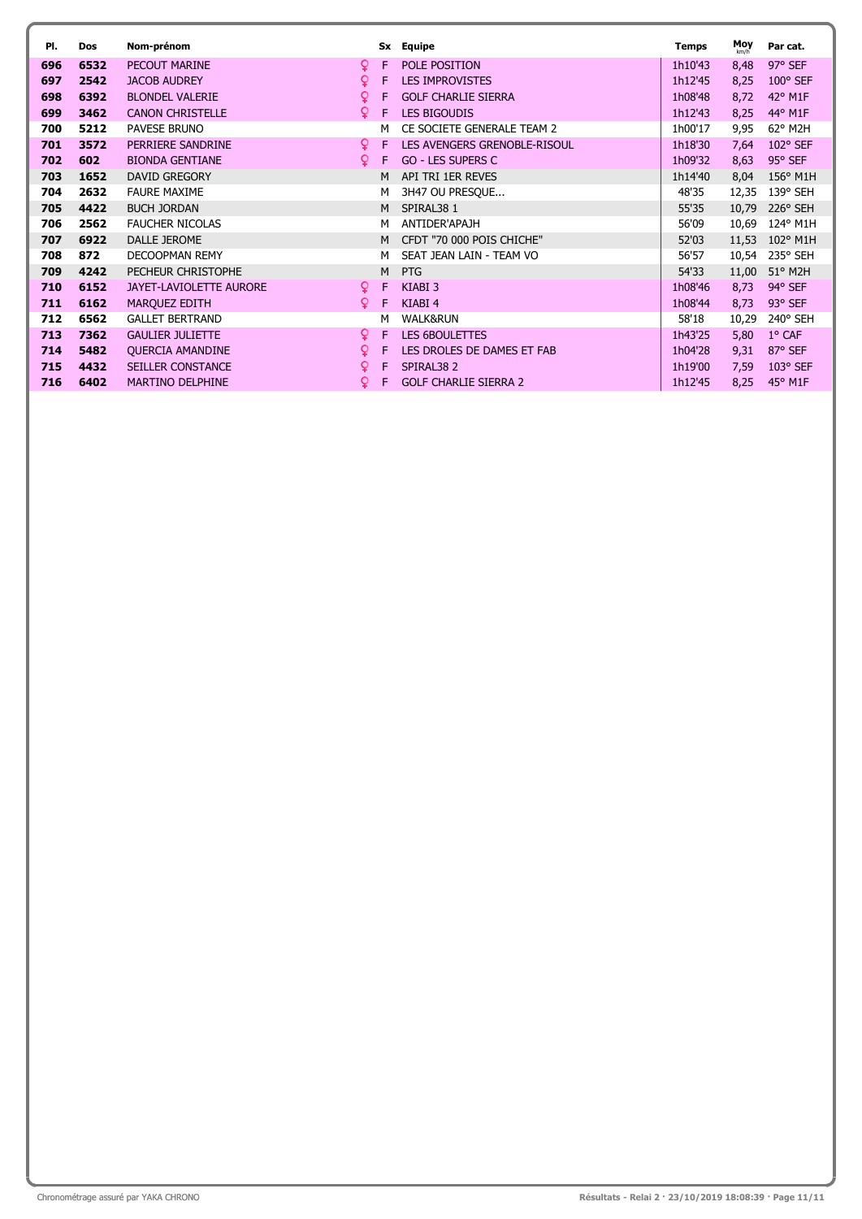| Pl. | Dos | Nom-prénom | | Sx | Equipe | Temps | Moy km/h | Par cat. |
|---|---|---|---|---|---|---|---|---|
| 696 | 6532 | PECOUT MARINE | ♀ | F | POLE POSITION | 1h10'43 | 8,48 | 97° SEF |
| 697 | 2542 | JACOB AUDREY | ♀ | F | LES IMPROVISTES | 1h12'45 | 8,25 | 100° SEF |
| 698 | 6392 | BLONDEL VALERIE | ♀ | F | GOLF CHARLIE SIERRA | 1h08'48 | 8,72 | 42° M1F |
| 699 | 3462 | CANON CHRISTELLE | ♀ | F | LES BIGOUDIS | 1h12'43 | 8,25 | 44° M1F |
| 700 | 5212 | PAVESE BRUNO | | M | CE SOCIETE GENERALE TEAM 2 | 1h00'17 | 9,95 | 62° M2H |
| 701 | 3572 | PERRIERE SANDRINE | ♀ | F | LES AVENGERS GRENOBLE-RISOUL | 1h18'30 | 7,64 | 102° SEF |
| 702 | 602 | BIONDA GENTIANE | ♀ | F | GO - LES SUPERS C | 1h09'32 | 8,63 | 95° SEF |
| 703 | 1652 | DAVID GREGORY | | M | API TRI 1ER REVES | 1h14'40 | 8,04 | 156° M1H |
| 704 | 2632 | FAURE MAXIME | | M | 3H47 OU PRESQUE... | 48'35 | 12,35 | 139° SEH |
| 705 | 4422 | BUCH JORDAN | | M | SPIRAL38 1 | 55'35 | 10,79 | 226° SEH |
| 706 | 2562 | FAUCHER NICOLAS | | M | ANTIDER'APAJH | 56'09 | 10,69 | 124° M1H |
| 707 | 6922 | DALLE JEROME | | M | CFDT "70 000 POIS CHICHE" | 52'03 | 11,53 | 102° M1H |
| 708 | 872 | DECOOPMAN REMY | | M | SEAT JEAN LAIN - TEAM VO | 56'57 | 10,54 | 235° SEH |
| 709 | 4242 | PECHEUR CHRISTOPHE | | M | PTG | 54'33 | 11,00 | 51° M2H |
| 710 | 6152 | JAYET-LAVIOLETTE AURORE | ♀ | F | KIABI 3 | 1h08'46 | 8,73 | 94° SEF |
| 711 | 6162 | MARQUEZ EDITH | ♀ | F | KIABI 4 | 1h08'44 | 8,73 | 93° SEF |
| 712 | 6562 | GALLET BERTRAND | | M | WALK&RUN | 58'18 | 10,29 | 240° SEH |
| 713 | 7362 | GAULIER JULIETTE | ♀ | F | LES 6BOULETTES | 1h43'25 | 5,80 | 1° CAF |
| 714 | 5482 | QUERCIA AMANDINE | ♀ | F | LES DROLES DE DAMES ET FAB | 1h04'28 | 9,31 | 87° SEF |
| 715 | 4432 | SEILLER CONSTANCE | ♀ | F | SPIRAL38 2 | 1h19'00 | 7,59 | 103° SEF |
| 716 | 6402 | MARTINO DELPHINE | ♀ | F | GOLF CHARLIE SIERRA 2 | 1h12'45 | 8,25 | 45° M1F |

Chronométrage assuré par YAKA CHRONO

Résultats - Relai 2 · 23/10/2019 18:08:39